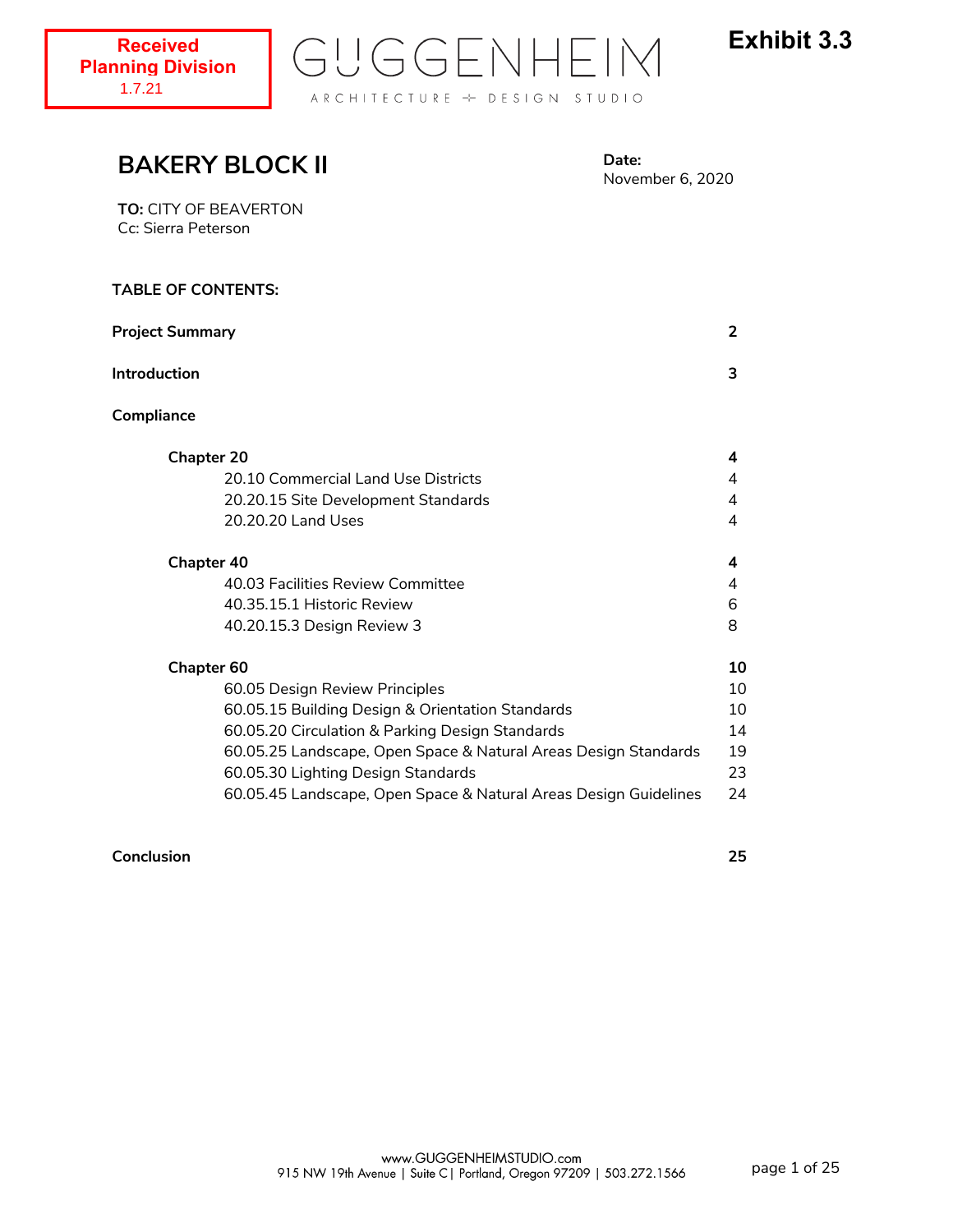**Received Planning Division**
1.7.21

GUGGENHEIM
ARCHITECTURE + DESIGN STUDIO

**Exhibit 3.3**

# BAKERY BLOCK II

**Date:**
November 6, 2020

**TO:** CITY OF BEAVERTON
Cc: Sierra Peterson

**TABLE OF CONTENTS:**

| | |
|---|---|
| **Project Summary** | **2** |
| **Introduction** | **3** |
| **Compliance** | |
| **Chapter 20** | **4** |
| 20.10 Commercial Land Use Districts | 4 |
| 20.20.15 Site Development Standards | 4 |
| 20.20.20 Land Uses | 4 |
| **Chapter 40** | **4** |
| 40.03 Facilities Review Committee | 4 |
| 40.35.15.1 Historic Review | 6 |
| 40.20.15.3 Design Review 3 | 8 |
| **Chapter 60** | **10** |
| 60.05 Design Review Principles | 10 |
| 60.05.15 Building Design & Orientation Standards | 10 |
| 60.05.20 Circulation & Parking Design Standards | 14 |
| 60.05.25 Landscape, Open Space & Natural Areas Design Standards | 19 |
| 60.05.30 Lighting Design Standards | 23 |
| 60.05.45 Landscape, Open Space & Natural Areas Design Guidelines | 24 |
| **Conclusion** | **25** |

www.GUGGENHEIMSTUDIO.com
915 NW 19th Avenue | Suite C | Portland, Oregon 97209 | 503.272.1566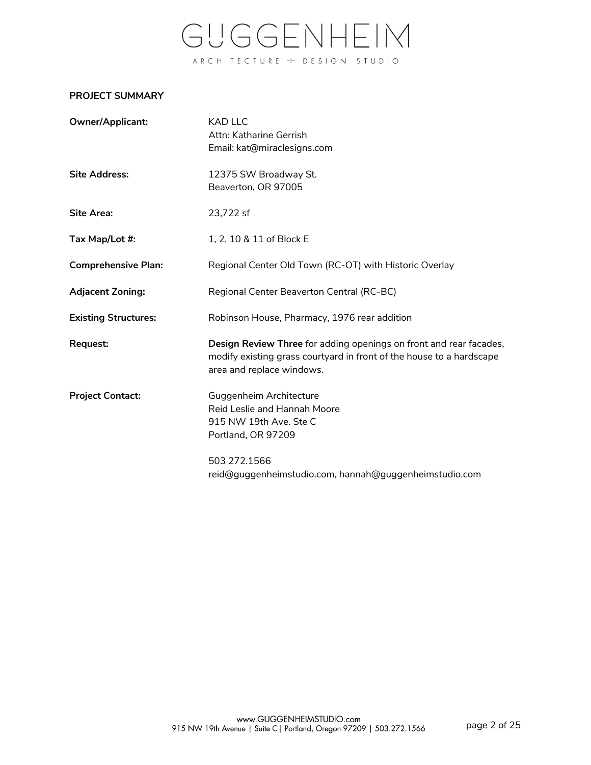## PROJECT SUMMARY

| | |
|---|---|
| **Owner/Applicant:** | KAD LLC<br>Attn: Katharine Gerrish<br>Email: kat@miraclesigns.com |
| **Site Address:** | 12375 SW Broadway St.<br>Beaverton, OR 97005 |
| **Site Area:** | 23,722 sf |
| **Tax Map/Lot #:** | 1, 2, 10 & 11 of Block E |
| **Comprehensive Plan:** | Regional Center Old Town (RC-OT) with Historic Overlay |
| **Adjacent Zoning:** | Regional Center Beaverton Central (RC-BC) |
| **Existing Structures:** | Robinson House, Pharmacy, 1976 rear addition |
| **Request:** | **Design Review Three** for adding openings on front and rear facades, modify existing grass courtyard in front of the house to a hardscape area and replace windows. |
| **Project Contact:** | Guggenheim Architecture<br>Reid Leslie and Hannah Moore<br>915 NW 19th Ave. Ste C<br>Portland, OR 97209<br><br>503 272.1566<br>reid@guggenheimstudio.com, hannah@guggenheimstudio.com |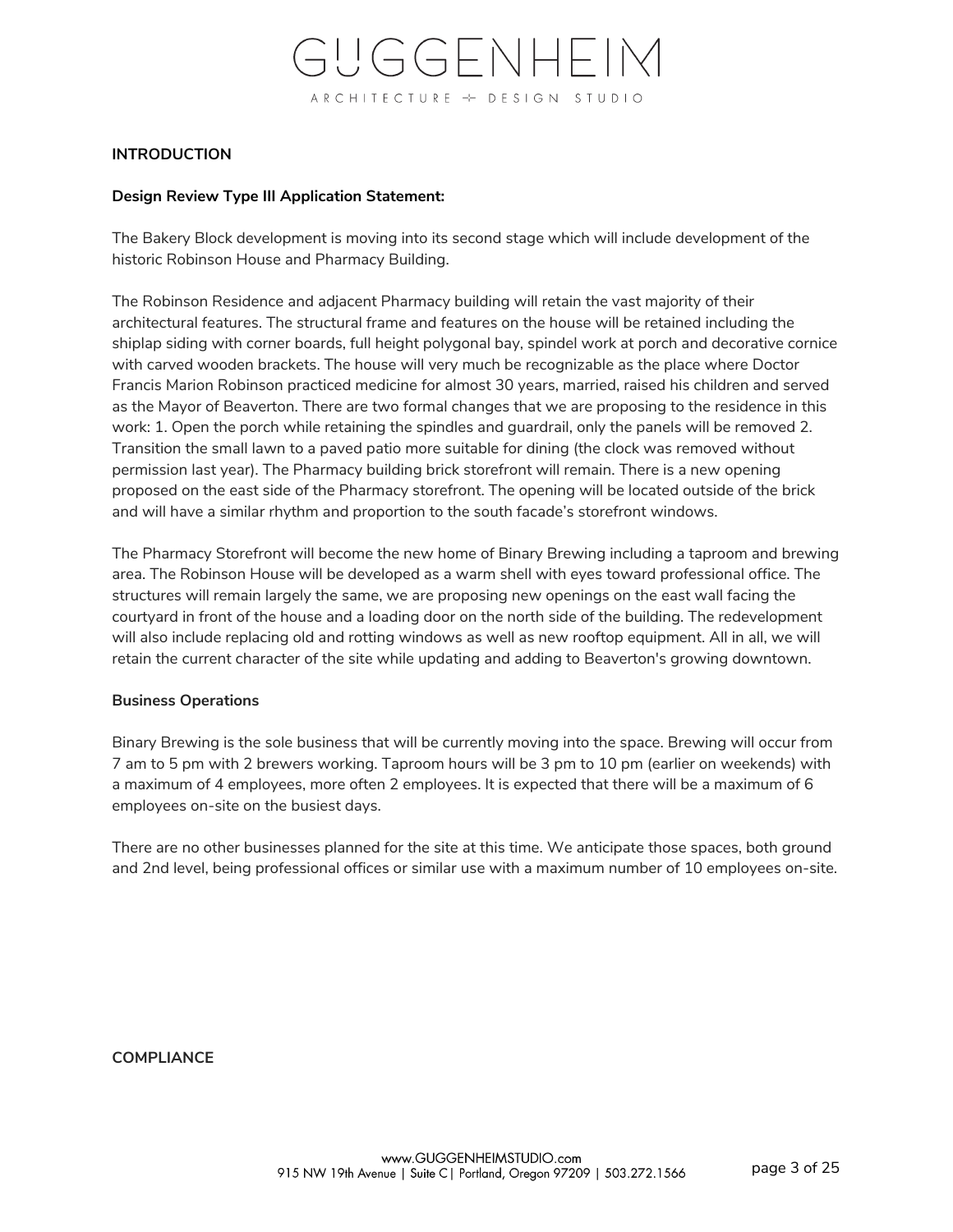## INTRODUCTION

**Design Review Type III Application Statement:**

The Bakery Block development is moving into its second stage which will include development of the historic Robinson House and Pharmacy Building.

The Robinson Residence and adjacent Pharmacy building will retain the vast majority of their architectural features. The structural frame and features on the house will be retained including the shiplap siding with corner boards, full height polygonal bay, spindel work at porch and decorative cornice with carved wooden brackets. The house will very much be recognizable as the place where Doctor Francis Marion Robinson practiced medicine for almost 30 years, married, raised his children and served as the Mayor of Beaverton. There are two formal changes that we are proposing to the residence in this work: 1. Open the porch while retaining the spindles and guardrail, only the panels will be removed 2. Transition the small lawn to a paved patio more suitable for dining (the clock was removed without permission last year). The Pharmacy building brick storefront will remain. There is a new opening proposed on the east side of the Pharmacy storefront. The opening will be located outside of the brick and will have a similar rhythm and proportion to the south facade's storefront windows.

The Pharmacy Storefront will become the new home of Binary Brewing including a taproom and brewing area. The Robinson House will be developed as a warm shell with eyes toward professional office. The structures will remain largely the same, we are proposing new openings on the east wall facing the courtyard in front of the house and a loading door on the north side of the building. The redevelopment will also include replacing old and rotting windows as well as new rooftop equipment. All in all, we will retain the current character of the site while updating and adding to Beaverton's growing downtown.

**Business Operations**

Binary Brewing is the sole business that will be currently moving into the space. Brewing will occur from 7 am to 5 pm with 2 brewers working. Taproom hours will be 3 pm to 10 pm (earlier on weekends) with a maximum of 4 employees, more often 2 employees. It is expected that there will be a maximum of 6 employees on-site on the busiest days.

There are no other businesses planned for the site at this time. We anticipate those spaces, both ground and 2nd level, being professional offices or similar use with a maximum number of 10 employees on-site.

## COMPLIANCE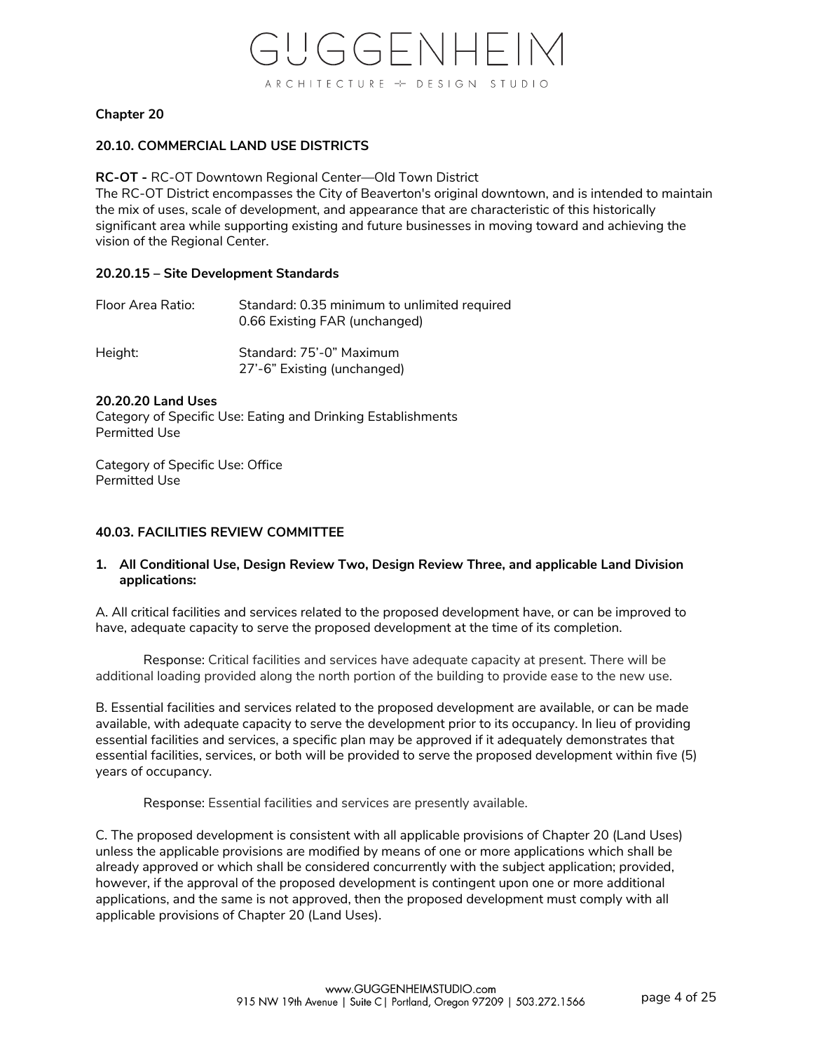**Chapter 20**

**20.10. COMMERCIAL LAND USE DISTRICTS**

**RC-OT -** RC-OT Downtown Regional Center—Old Town District
The RC-OT District encompasses the City of Beaverton's original downtown, and is intended to maintain the mix of uses, scale of development, and appearance that are characteristic of this historically significant area while supporting existing and future businesses in moving toward and achieving the vision of the Regional Center.

**20.20.15 – Site Development Standards**

| | |
|---|---|
| Floor Area Ratio: | Standard: 0.35 minimum to unlimited required<br>0.66 Existing FAR (unchanged) |
| Height: | Standard: 75'-0" Maximum<br>27'-6" Existing (unchanged) |

**20.20.20 Land Uses**
Category of Specific Use: Eating and Drinking Establishments
Permitted Use

Category of Specific Use: Office
Permitted Use

**40.03. FACILITIES REVIEW COMMITTEE**

1. **All Conditional Use, Design Review Two, Design Review Three, and applicable Land Division applications:**

A. All critical facilities and services related to the proposed development have, or can be improved to have, adequate capacity to serve the proposed development at the time of its completion.

Response: Critical facilities and services have adequate capacity at present. There will be additional loading provided along the north portion of the building to provide ease to the new use.

B. Essential facilities and services related to the proposed development are available, or can be made available, with adequate capacity to serve the development prior to its occupancy. In lieu of providing essential facilities and services, a specific plan may be approved if it adequately demonstrates that essential facilities, services, or both will be provided to serve the proposed development within five (5) years of occupancy.

Response: Essential facilities and services are presently available.

C. The proposed development is consistent with all applicable provisions of Chapter 20 (Land Uses) unless the applicable provisions are modified by means of one or more applications which shall be already approved or which shall be considered concurrently with the subject application; provided, however, if the approval of the proposed development is contingent upon one or more additional applications, and the same is not approved, then the proposed development must comply with all applicable provisions of Chapter 20 (Land Uses).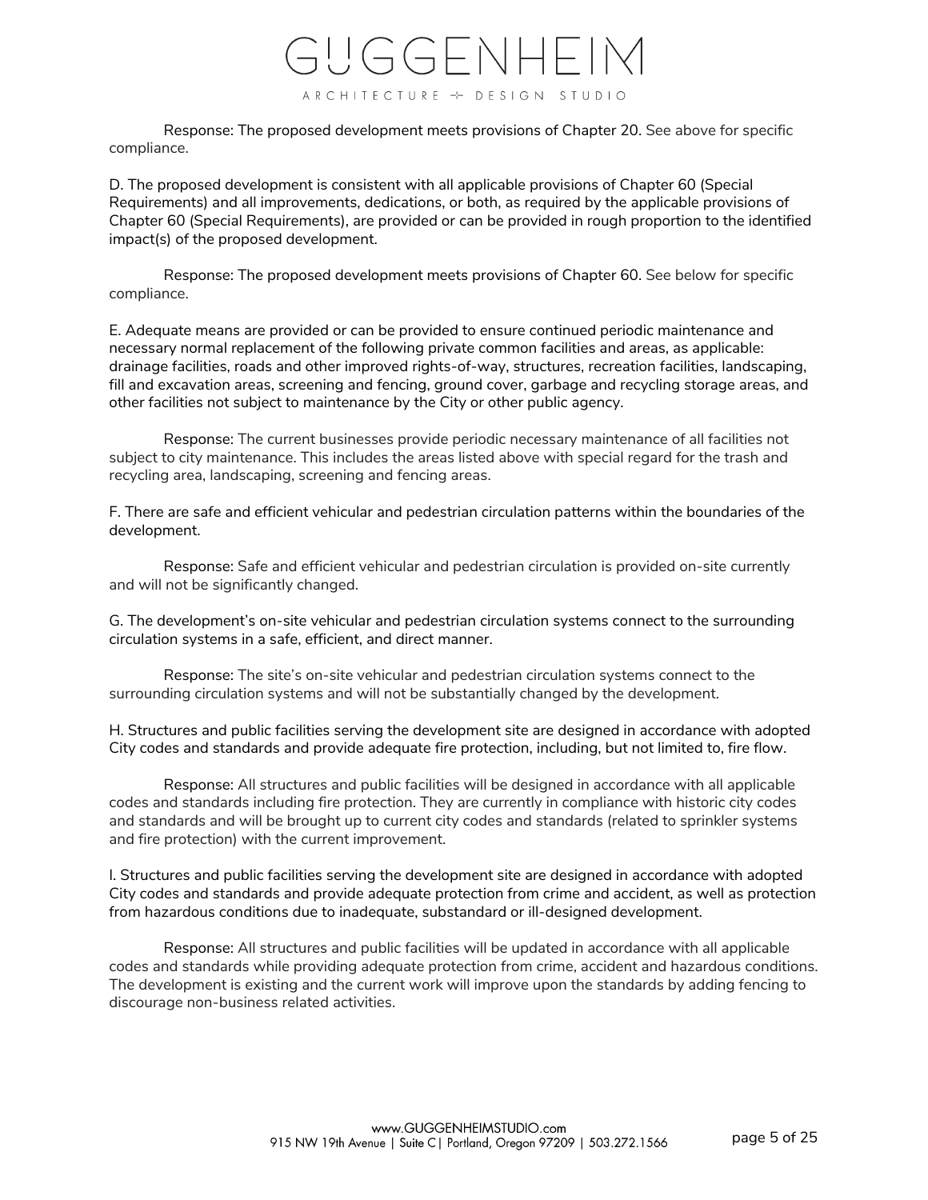Response: The proposed development meets provisions of Chapter 20. See above for specific compliance.

D. The proposed development is consistent with all applicable provisions of Chapter 60 (Special Requirements) and all improvements, dedications, or both, as required by the applicable provisions of Chapter 60 (Special Requirements), are provided or can be provided in rough proportion to the identified impact(s) of the proposed development.

Response: The proposed development meets provisions of Chapter 60. See below for specific compliance.

E. Adequate means are provided or can be provided to ensure continued periodic maintenance and necessary normal replacement of the following private common facilities and areas, as applicable: drainage facilities, roads and other improved rights-of-way, structures, recreation facilities, landscaping, fill and excavation areas, screening and fencing, ground cover, garbage and recycling storage areas, and other facilities not subject to maintenance by the City or other public agency.

Response: The current businesses provide periodic necessary maintenance of all facilities not subject to city maintenance. This includes the areas listed above with special regard for the trash and recycling area, landscaping, screening and fencing areas.

F. There are safe and efficient vehicular and pedestrian circulation patterns within the boundaries of the development.

Response: Safe and efficient vehicular and pedestrian circulation is provided on-site currently and will not be significantly changed.

G. The development's on-site vehicular and pedestrian circulation systems connect to the surrounding circulation systems in a safe, efficient, and direct manner.

Response: The site's on-site vehicular and pedestrian circulation systems connect to the surrounding circulation systems and will not be substantially changed by the development.

H. Structures and public facilities serving the development site are designed in accordance with adopted City codes and standards and provide adequate fire protection, including, but not limited to, fire flow.

Response: All structures and public facilities will be designed in accordance with all applicable codes and standards including fire protection. They are currently in compliance with historic city codes and standards and will be brought up to current city codes and standards (related to sprinkler systems and fire protection) with the current improvement.

I. Structures and public facilities serving the development site are designed in accordance with adopted City codes and standards and provide adequate protection from crime and accident, as well as protection from hazardous conditions due to inadequate, substandard or ill-designed development.

Response: All structures and public facilities will be updated in accordance with all applicable codes and standards while providing adequate protection from crime, accident and hazardous conditions. The development is existing and the current work will improve upon the standards by adding fencing to discourage non-business related activities.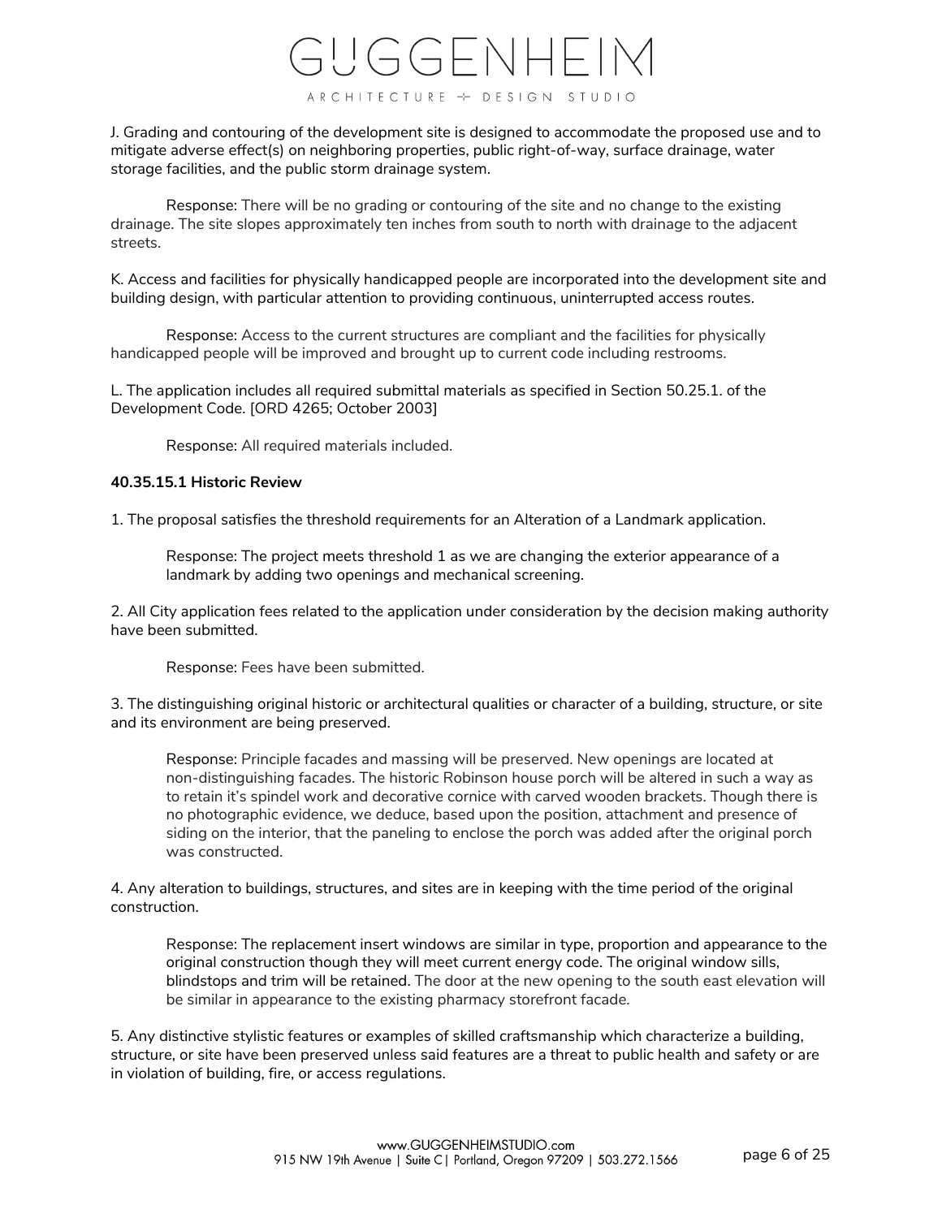J. Grading and contouring of the development site is designed to accommodate the proposed use and to mitigate adverse effect(s) on neighboring properties, public right-of-way, surface drainage, water storage facilities, and the public storm drainage system.

Response: There will be no grading or contouring of the site and no change to the existing drainage. The site slopes approximately ten inches from south to north with drainage to the adjacent streets.

K. Access and facilities for physically handicapped people are incorporated into the development site and building design, with particular attention to providing continuous, uninterrupted access routes.

Response: Access to the current structures are compliant and the facilities for physically handicapped people will be improved and brought up to current code including restrooms.

L. The application includes all required submittal materials as specified in Section 50.25.1. of the Development Code. [ORD 4265; October 2003]

Response: All required materials included.

**40.35.15.1 Historic Review**

1. The proposal satisfies the threshold requirements for an Alteration of a Landmark application.

Response: The project meets threshold 1 as we are changing the exterior appearance of a landmark by adding two openings and mechanical screening.

2. All City application fees related to the application under consideration by the decision making authority have been submitted.

Response: Fees have been submitted.

3. The distinguishing original historic or architectural qualities or character of a building, structure, or site and its environment are being preserved.

Response: Principle facades and massing will be preserved. New openings are located at non-distinguishing facades. The historic Robinson house porch will be altered in such a way as to retain it's spindel work and decorative cornice with carved wooden brackets. Though there is no photographic evidence, we deduce, based upon the position, attachment and presence of siding on the interior, that the paneling to enclose the porch was added after the original porch was constructed.

4. Any alteration to buildings, structures, and sites are in keeping with the time period of the original construction.

Response: The replacement insert windows are similar in type, proportion and appearance to the original construction though they will meet current energy code. The original window sills, blindstops and trim will be retained. The door at the new opening to the south east elevation will be similar in appearance to the existing pharmacy storefront facade.

5. Any distinctive stylistic features or examples of skilled craftsmanship which characterize a building, structure, or site have been preserved unless said features are a threat to public health and safety or are in violation of building, fire, or access regulations.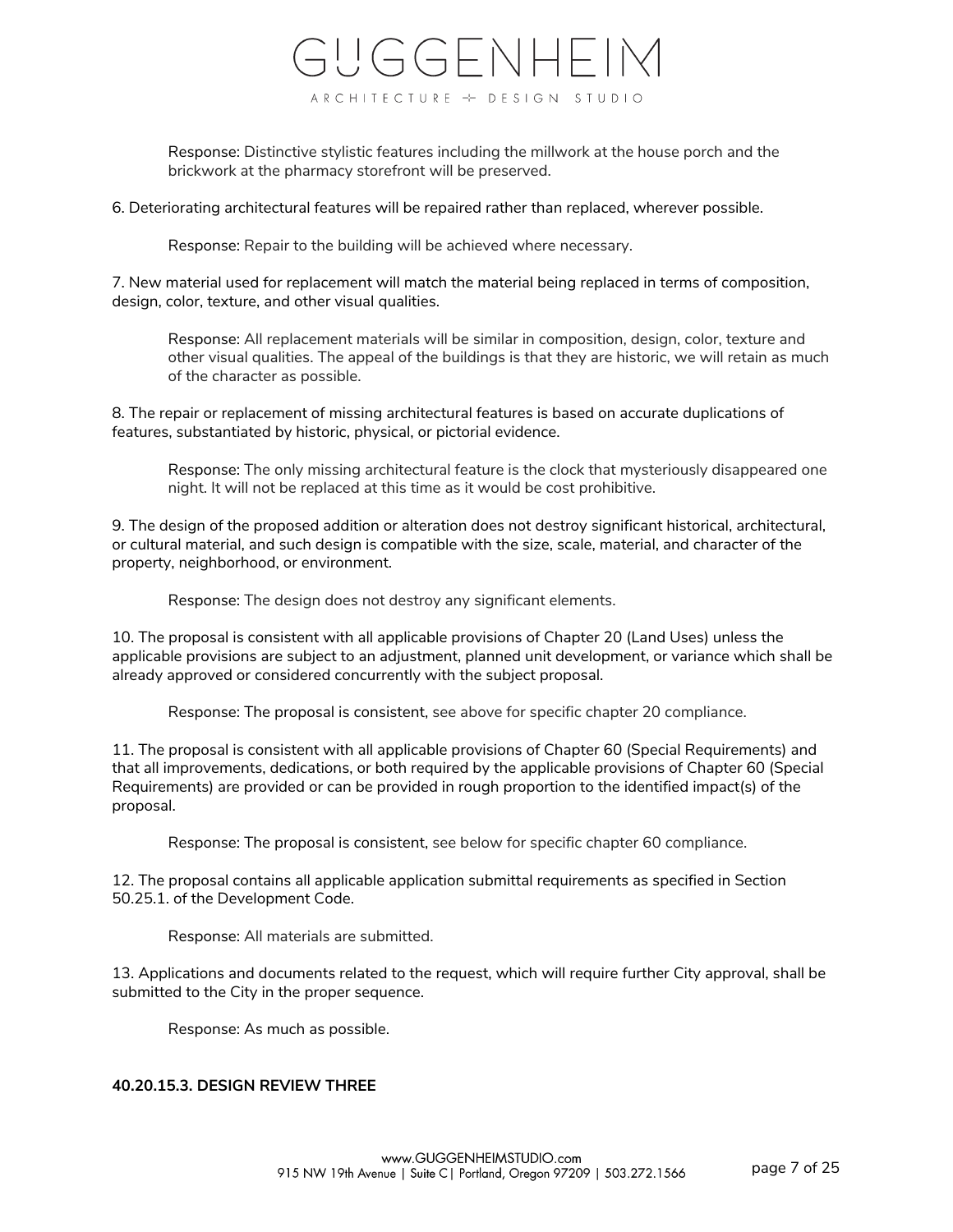Response: Distinctive stylistic features including the millwork at the house porch and the brickwork at the pharmacy storefront will be preserved.

6. Deteriorating architectural features will be repaired rather than replaced, wherever possible.

Response: Repair to the building will be achieved where necessary.

7. New material used for replacement will match the material being replaced in terms of composition, design, color, texture, and other visual qualities.

Response: All replacement materials will be similar in composition, design, color, texture and other visual qualities. The appeal of the buildings is that they are historic, we will retain as much of the character as possible.

8. The repair or replacement of missing architectural features is based on accurate duplications of features, substantiated by historic, physical, or pictorial evidence.

Response: The only missing architectural feature is the clock that mysteriously disappeared one night. It will not be replaced at this time as it would be cost prohibitive.

9. The design of the proposed addition or alteration does not destroy significant historical, architectural, or cultural material, and such design is compatible with the size, scale, material, and character of the property, neighborhood, or environment.

Response: The design does not destroy any significant elements.

10. The proposal is consistent with all applicable provisions of Chapter 20 (Land Uses) unless the applicable provisions are subject to an adjustment, planned unit development, or variance which shall be already approved or considered concurrently with the subject proposal.

Response: The proposal is consistent, see above for specific chapter 20 compliance.

11. The proposal is consistent with all applicable provisions of Chapter 60 (Special Requirements) and that all improvements, dedications, or both required by the applicable provisions of Chapter 60 (Special Requirements) are provided or can be provided in rough proportion to the identified impact(s) of the proposal.

Response: The proposal is consistent, see below for specific chapter 60 compliance.

12. The proposal contains all applicable application submittal requirements as specified in Section 50.25.1. of the Development Code.

Response: All materials are submitted.

13. Applications and documents related to the request, which will require further City approval, shall be submitted to the City in the proper sequence.

Response: As much as possible.

**40.20.15.3. DESIGN REVIEW THREE**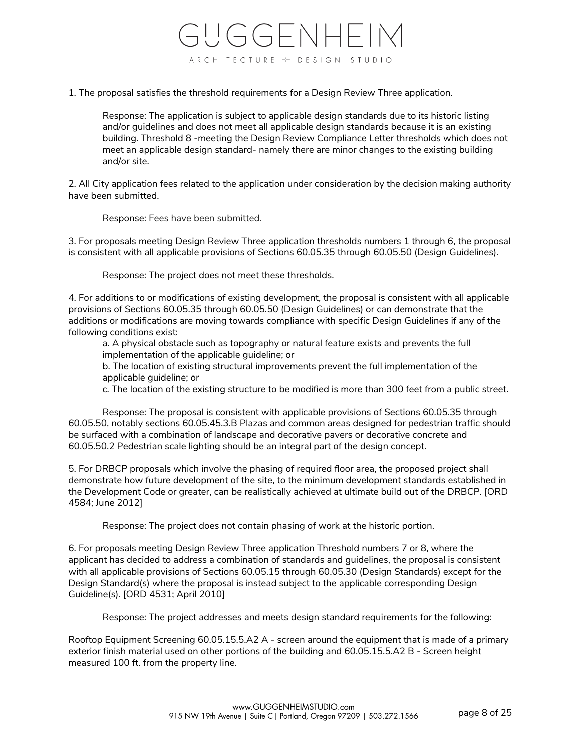1. The proposal satisfies the threshold requirements for a Design Review Three application.

> Response: The application is subject to applicable design standards due to its historic listing and/or guidelines and does not meet all applicable design standards because it is an existing building. Threshold 8 -meeting the Design Review Compliance Letter thresholds which does not meet an applicable design standard- namely there are minor changes to the existing building and/or site.

2. All City application fees related to the application under consideration by the decision making authority have been submitted.

> Response: Fees have been submitted.

3. For proposals meeting Design Review Three application thresholds numbers 1 through 6, the proposal is consistent with all applicable provisions of Sections 60.05.35 through 60.05.50 (Design Guidelines).

> Response: The project does not meet these thresholds.

4. For additions to or modifications of existing development, the proposal is consistent with all applicable provisions of Sections 60.05.35 through 60.05.50 (Design Guidelines) or can demonstrate that the additions or modifications are moving towards compliance with specific Design Guidelines if any of the following conditions exist:

   a. A physical obstacle such as topography or natural feature exists and prevents the full implementation of the applicable guideline; or

   b. The location of existing structural improvements prevent the full implementation of the applicable guideline; or

   c. The location of the existing structure to be modified is more than 300 feet from a public street.

Response: The proposal is consistent with applicable provisions of Sections 60.05.35 through 60.05.50, notably sections 60.05.45.3.B Plazas and common areas designed for pedestrian traffic should be surfaced with a combination of landscape and decorative pavers or decorative concrete and 60.05.50.2 Pedestrian scale lighting should be an integral part of the design concept.

5. For DRBCP proposals which involve the phasing of required floor area, the proposed project shall demonstrate how future development of the site, to the minimum development standards established in the Development Code or greater, can be realistically achieved at ultimate build out of the DRBCP. [ORD 4584; June 2012]

> Response: The project does not contain phasing of work at the historic portion.

6. For proposals meeting Design Review Three application Threshold numbers 7 or 8, where the applicant has decided to address a combination of standards and guidelines, the proposal is consistent with all applicable provisions of Sections 60.05.15 through 60.05.30 (Design Standards) except for the Design Standard(s) where the proposal is instead subject to the applicable corresponding Design Guideline(s). [ORD 4531; April 2010]

> Response: The project addresses and meets design standard requirements for the following:

Rooftop Equipment Screening 60.05.15.5.A2 A - screen around the equipment that is made of a primary exterior finish material used on other portions of the building and 60.05.15.5.A2 B - Screen height measured 100 ft. from the property line.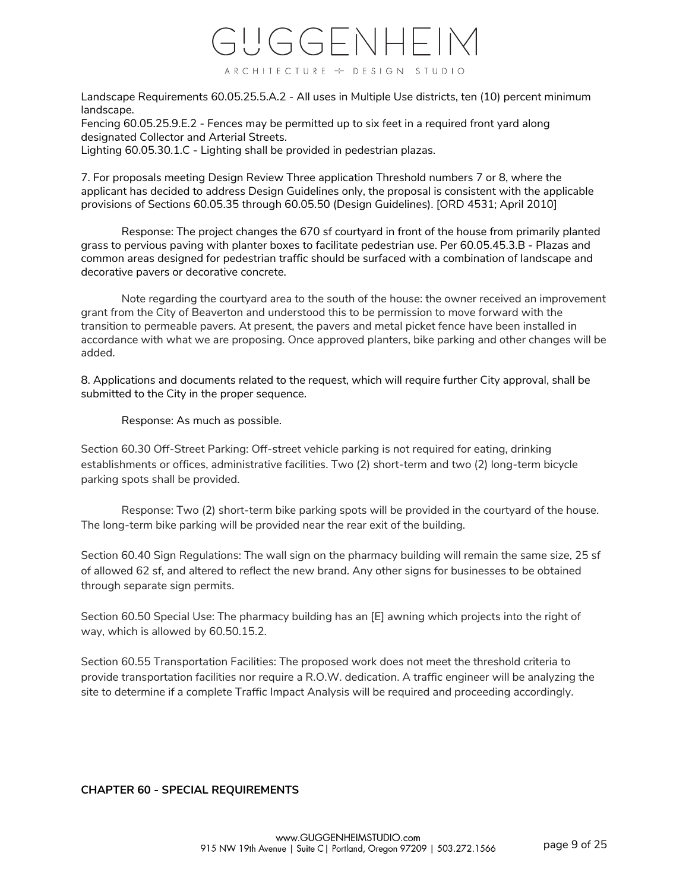Landscape Requirements 60.05.25.5.A.2 - All uses in Multiple Use districts, ten (10) percent minimum landscape.
Fencing 60.05.25.9.E.2 - Fences may be permitted up to six feet in a required front yard along designated Collector and Arterial Streets.
Lighting 60.05.30.1.C - Lighting shall be provided in pedestrian plazas.

7. For proposals meeting Design Review Three application Threshold numbers 7 or 8, where the applicant has decided to address Design Guidelines only, the proposal is consistent with the applicable provisions of Sections 60.05.35 through 60.05.50 (Design Guidelines). [ORD 4531; April 2010]

Response: The project changes the 670 sf courtyard in front of the house from primarily planted grass to pervious paving with planter boxes to facilitate pedestrian use. Per 60.05.45.3.B - Plazas and common areas designed for pedestrian traffic should be surfaced with a combination of landscape and decorative pavers or decorative concrete.

Note regarding the courtyard area to the south of the house: the owner received an improvement grant from the City of Beaverton and understood this to be permission to move forward with the transition to permeable pavers. At present, the pavers and metal picket fence have been installed in accordance with what we are proposing. Once approved planters, bike parking and other changes will be added.

8. Applications and documents related to the request, which will require further City approval, shall be submitted to the City in the proper sequence.

Response: As much as possible.

Section 60.30 Off-Street Parking: Off-street vehicle parking is not required for eating, drinking establishments or offices, administrative facilities. Two (2) short-term and two (2) long-term bicycle parking spots shall be provided.

Response: Two (2) short-term bike parking spots will be provided in the courtyard of the house. The long-term bike parking will be provided near the rear exit of the building.

Section 60.40 Sign Regulations: The wall sign on the pharmacy building will remain the same size, 25 sf of allowed 62 sf, and altered to reflect the new brand. Any other signs for businesses to be obtained through separate sign permits.

Section 60.50 Special Use: The pharmacy building has an [E] awning which projects into the right of way, which is allowed by 60.50.15.2.

Section 60.55 Transportation Facilities: The proposed work does not meet the threshold criteria to provide transportation facilities nor require a R.O.W. dedication. A traffic engineer will be analyzing the site to determine if a complete Traffic Impact Analysis will be required and proceeding accordingly.

**CHAPTER 60 - SPECIAL REQUIREMENTS**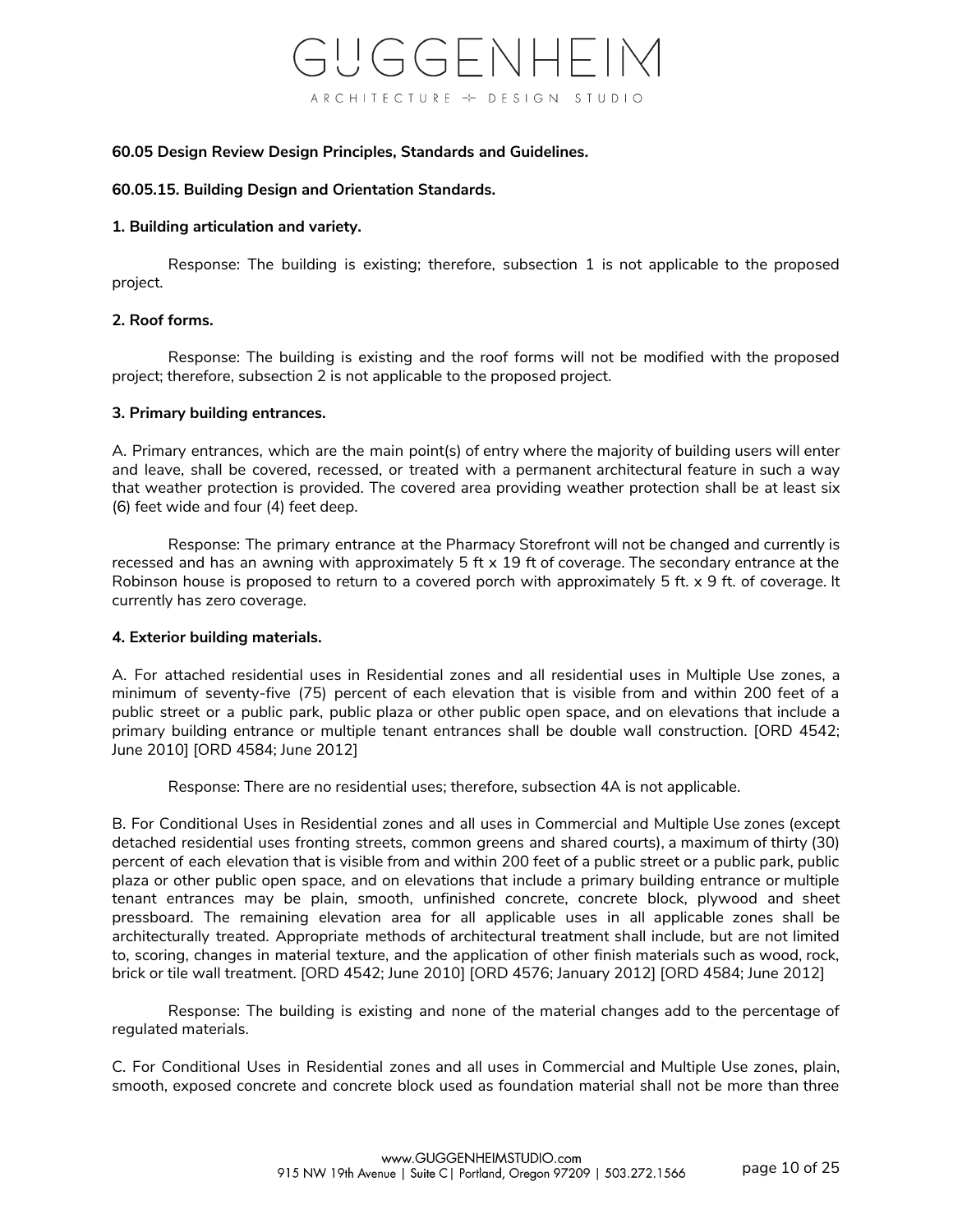**60.05 Design Review Design Principles, Standards and Guidelines.**

**60.05.15. Building Design and Orientation Standards.**

**1. Building articulation and variety.**

Response: The building is existing; therefore, subsection 1 is not applicable to the proposed project.

**2. Roof forms.**

Response: The building is existing and the roof forms will not be modified with the proposed project; therefore, subsection 2 is not applicable to the proposed project.

**3. Primary building entrances.**

A. Primary entrances, which are the main point(s) of entry where the majority of building users will enter and leave, shall be covered, recessed, or treated with a permanent architectural feature in such a way that weather protection is provided. The covered area providing weather protection shall be at least six (6) feet wide and four (4) feet deep.

Response: The primary entrance at the Pharmacy Storefront will not be changed and currently is recessed and has an awning with approximately 5 ft x 19 ft of coverage. The secondary entrance at the Robinson house is proposed to return to a covered porch with approximately 5 ft. x 9 ft. of coverage. It currently has zero coverage.

**4. Exterior building materials.**

A. For attached residential uses in Residential zones and all residential uses in Multiple Use zones, a minimum of seventy-five (75) percent of each elevation that is visible from and within 200 feet of a public street or a public park, public plaza or other public open space, and on elevations that include a primary building entrance or multiple tenant entrances shall be double wall construction. [ORD 4542; June 2010] [ORD 4584; June 2012]

Response: There are no residential uses; therefore, subsection 4A is not applicable.

B. For Conditional Uses in Residential zones and all uses in Commercial and Multiple Use zones (except detached residential uses fronting streets, common greens and shared courts), a maximum of thirty (30) percent of each elevation that is visible from and within 200 feet of a public street or a public park, public plaza or other public open space, and on elevations that include a primary building entrance or multiple tenant entrances may be plain, smooth, unfinished concrete, concrete block, plywood and sheet pressboard. The remaining elevation area for all applicable uses in all applicable zones shall be architecturally treated. Appropriate methods of architectural treatment shall include, but are not limited to, scoring, changes in material texture, and the application of other finish materials such as wood, rock, brick or tile wall treatment. [ORD 4542; June 2010] [ORD 4576; January 2012] [ORD 4584; June 2012]

Response: The building is existing and none of the material changes add to the percentage of regulated materials.

C. For Conditional Uses in Residential zones and all uses in Commercial and Multiple Use zones, plain, smooth, exposed concrete and concrete block used as foundation material shall not be more than three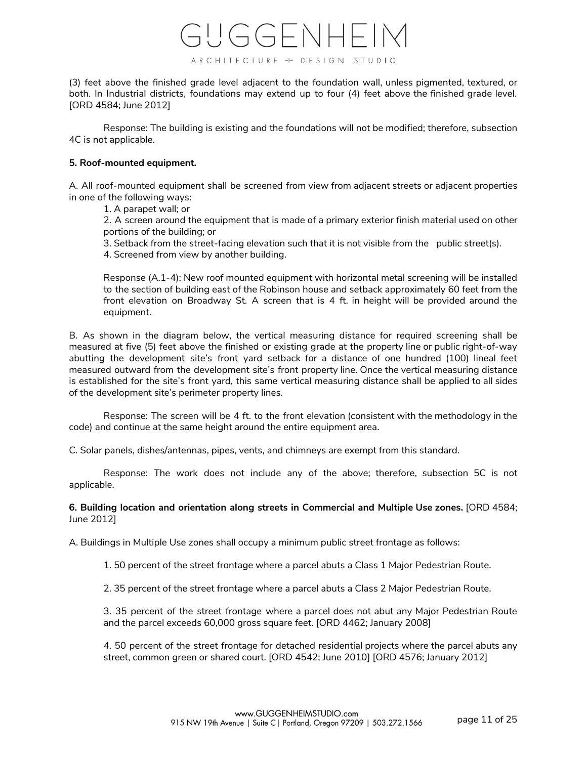(3) feet above the finished grade level adjacent to the foundation wall, unless pigmented, textured, or both. In Industrial districts, foundations may extend up to four (4) feet above the finished grade level. [ORD 4584; June 2012]

Response: The building is existing and the foundations will not be modified; therefore, subsection 4C is not applicable.

**5. Roof-mounted equipment.**

A. All roof-mounted equipment shall be screened from view from adjacent streets or adjacent properties in one of the following ways:

1. A parapet wall; or
2. A screen around the equipment that is made of a primary exterior finish material used on other portions of the building; or
3. Setback from the street-facing elevation such that it is not visible from the public street(s).
4. Screened from view by another building.

Response (A.1-4): New roof mounted equipment with horizontal metal screening will be installed to the section of building east of the Robinson house and setback approximately 60 feet from the front elevation on Broadway St. A screen that is 4 ft. in height will be provided around the equipment.

B. As shown in the diagram below, the vertical measuring distance for required screening shall be measured at five (5) feet above the finished or existing grade at the property line or public right-of-way abutting the development site's front yard setback for a distance of one hundred (100) lineal feet measured outward from the development site's front property line. Once the vertical measuring distance is established for the site's front yard, this same vertical measuring distance shall be applied to all sides of the development site's perimeter property lines.

Response: The screen will be 4 ft. to the front elevation (consistent with the methodology in the code) and continue at the same height around the entire equipment area.

C. Solar panels, dishes/antennas, pipes, vents, and chimneys are exempt from this standard.

Response: The work does not include any of the above; therefore, subsection 5C is not applicable.

**6. Building location and orientation along streets in Commercial and Multiple Use zones.** [ORD 4584; June 2012]

A. Buildings in Multiple Use zones shall occupy a minimum public street frontage as follows:

1. 50 percent of the street frontage where a parcel abuts a Class 1 Major Pedestrian Route.

2. 35 percent of the street frontage where a parcel abuts a Class 2 Major Pedestrian Route.

3. 35 percent of the street frontage where a parcel does not abut any Major Pedestrian Route and the parcel exceeds 60,000 gross square feet. [ORD 4462; January 2008]

4. 50 percent of the street frontage for detached residential projects where the parcel abuts any street, common green or shared court. [ORD 4542; June 2010] [ORD 4576; January 2012]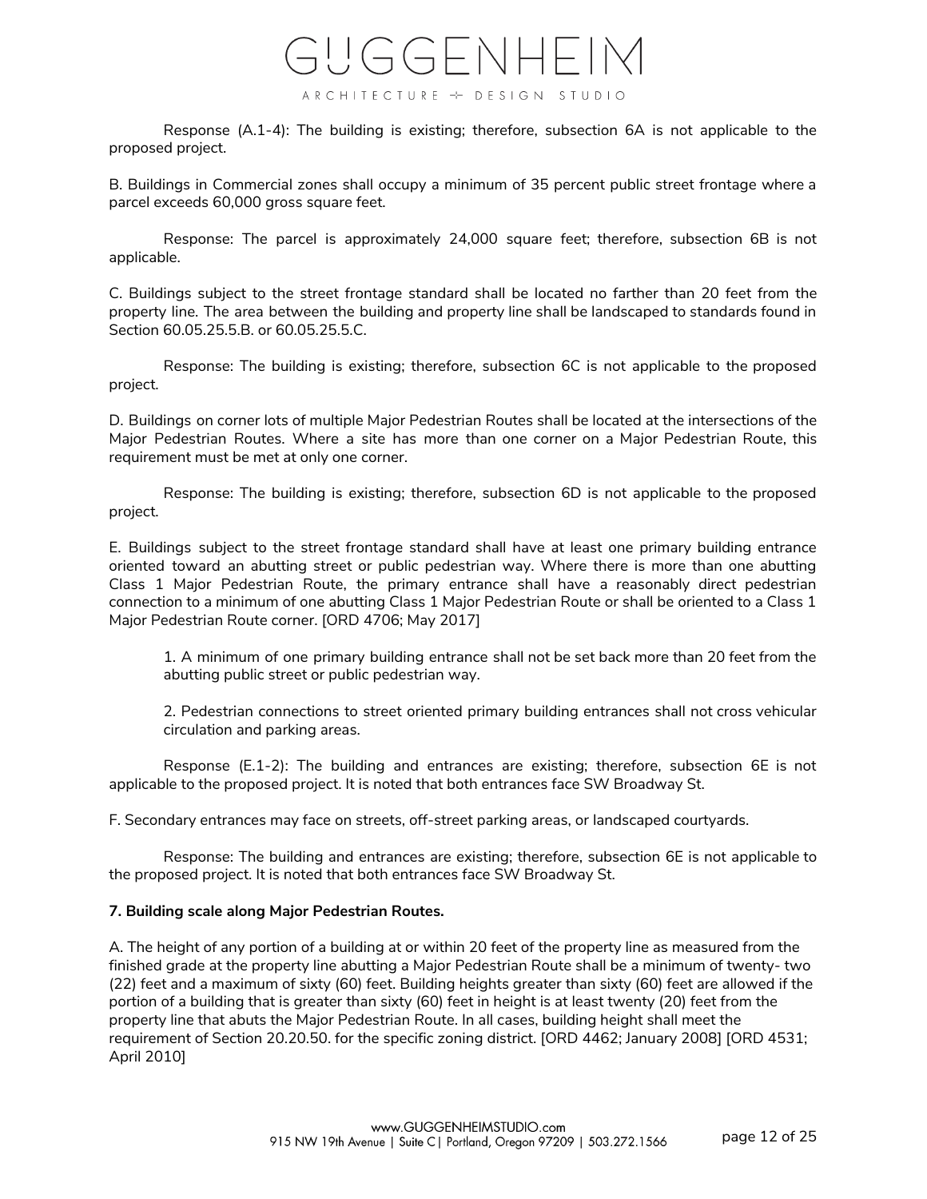Response (A.1-4): The building is existing; therefore, subsection 6A is not applicable to the proposed project.

B. Buildings in Commercial zones shall occupy a minimum of 35 percent public street frontage where a parcel exceeds 60,000 gross square feet.

Response: The parcel is approximately 24,000 square feet; therefore, subsection 6B is not applicable.

C. Buildings subject to the street frontage standard shall be located no farther than 20 feet from the property line. The area between the building and property line shall be landscaped to standards found in Section 60.05.25.5.B. or 60.05.25.5.C.

Response: The building is existing; therefore, subsection 6C is not applicable to the proposed project.

D. Buildings on corner lots of multiple Major Pedestrian Routes shall be located at the intersections of the Major Pedestrian Routes. Where a site has more than one corner on a Major Pedestrian Route, this requirement must be met at only one corner.

Response: The building is existing; therefore, subsection 6D is not applicable to the proposed project.

E. Buildings subject to the street frontage standard shall have at least one primary building entrance oriented toward an abutting street or public pedestrian way. Where there is more than one abutting Class 1 Major Pedestrian Route, the primary entrance shall have a reasonably direct pedestrian connection to a minimum of one abutting Class 1 Major Pedestrian Route or shall be oriented to a Class 1 Major Pedestrian Route corner. [ORD 4706; May 2017]

1. A minimum of one primary building entrance shall not be set back more than 20 feet from the abutting public street or public pedestrian way.

2. Pedestrian connections to street oriented primary building entrances shall not cross vehicular circulation and parking areas.

Response (E.1-2): The building and entrances are existing; therefore, subsection 6E is not applicable to the proposed project. It is noted that both entrances face SW Broadway St.

F. Secondary entrances may face on streets, off-street parking areas, or landscaped courtyards.

Response: The building and entrances are existing; therefore, subsection 6E is not applicable to the proposed project. It is noted that both entrances face SW Broadway St.

**7. Building scale along Major Pedestrian Routes.**

A. The height of any portion of a building at or within 20 feet of the property line as measured from the finished grade at the property line abutting a Major Pedestrian Route shall be a minimum of twenty- two (22) feet and a maximum of sixty (60) feet. Building heights greater than sixty (60) feet are allowed if the portion of a building that is greater than sixty (60) feet in height is at least twenty (20) feet from the property line that abuts the Major Pedestrian Route. In all cases, building height shall meet the requirement of Section 20.20.50. for the specific zoning district. [ORD 4462; January 2008] [ORD 4531; April 2010]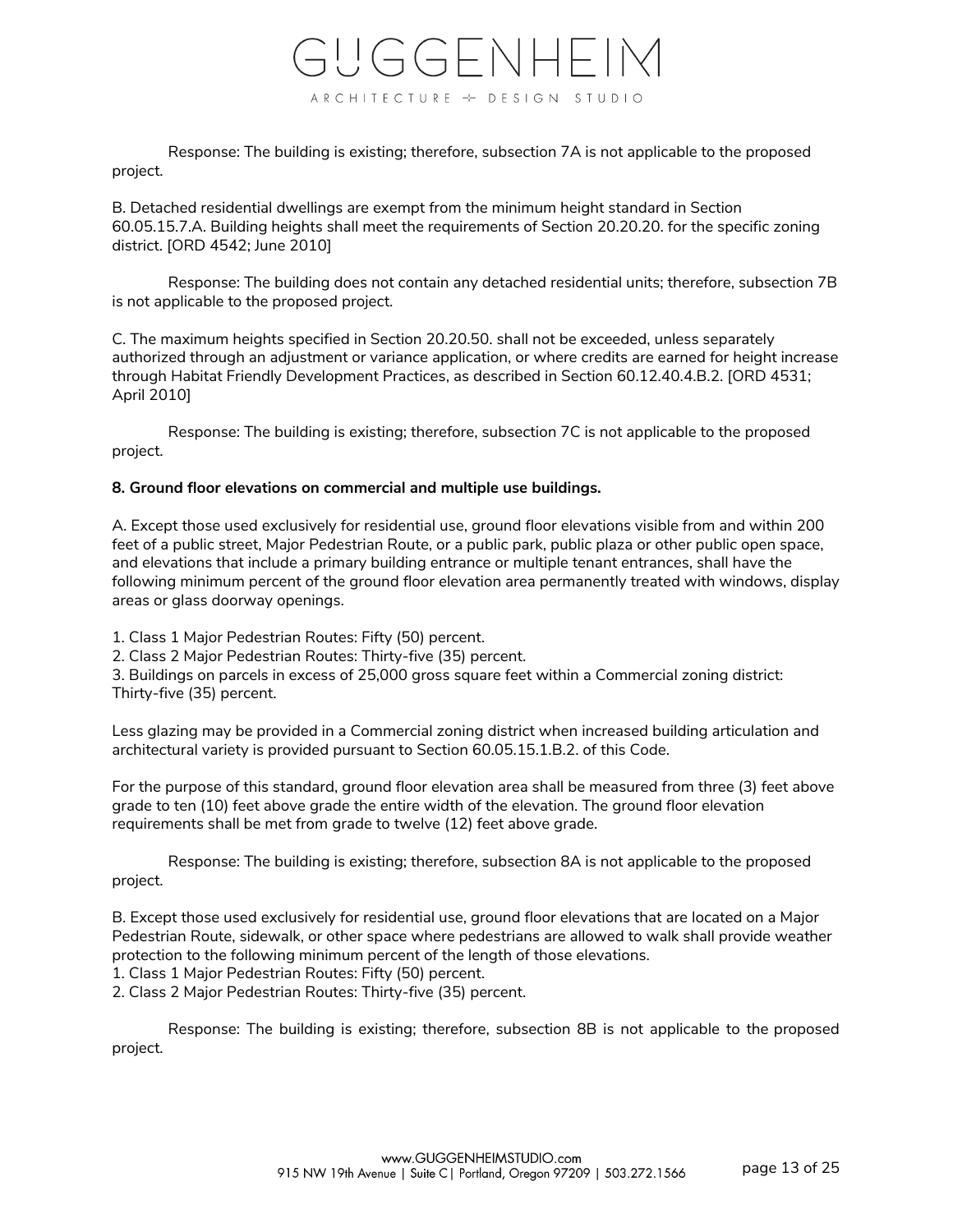Response: The building is existing; therefore, subsection 7A is not applicable to the proposed project.

B. Detached residential dwellings are exempt from the minimum height standard in Section 60.05.15.7.A. Building heights shall meet the requirements of Section 20.20.20. for the specific zoning district. [ORD 4542; June 2010]

Response: The building does not contain any detached residential units; therefore, subsection 7B is not applicable to the proposed project.

C. The maximum heights specified in Section 20.20.50. shall not be exceeded, unless separately authorized through an adjustment or variance application, or where credits are earned for height increase through Habitat Friendly Development Practices, as described in Section 60.12.40.4.B.2. [ORD 4531; April 2010]

Response: The building is existing; therefore, subsection 7C is not applicable to the proposed project.

**8. Ground floor elevations on commercial and multiple use buildings.**

A. Except those used exclusively for residential use, ground floor elevations visible from and within 200 feet of a public street, Major Pedestrian Route, or a public park, public plaza or other public open space, and elevations that include a primary building entrance or multiple tenant entrances, shall have the following minimum percent of the ground floor elevation area permanently treated with windows, display areas or glass doorway openings.

1. Class 1 Major Pedestrian Routes: Fifty (50) percent.
2. Class 2 Major Pedestrian Routes: Thirty-five (35) percent.
3. Buildings on parcels in excess of 25,000 gross square feet within a Commercial zoning district: Thirty-five (35) percent.

Less glazing may be provided in a Commercial zoning district when increased building articulation and architectural variety is provided pursuant to Section 60.05.15.1.B.2. of this Code.

For the purpose of this standard, ground floor elevation area shall be measured from three (3) feet above grade to ten (10) feet above grade the entire width of the elevation. The ground floor elevation requirements shall be met from grade to twelve (12) feet above grade.

Response: The building is existing; therefore, subsection 8A is not applicable to the proposed project.

B. Except those used exclusively for residential use, ground floor elevations that are located on a Major Pedestrian Route, sidewalk, or other space where pedestrians are allowed to walk shall provide weather protection to the following minimum percent of the length of those elevations.

1. Class 1 Major Pedestrian Routes: Fifty (50) percent.
2. Class 2 Major Pedestrian Routes: Thirty-five (35) percent.

Response: The building is existing; therefore, subsection 8B is not applicable to the proposed project.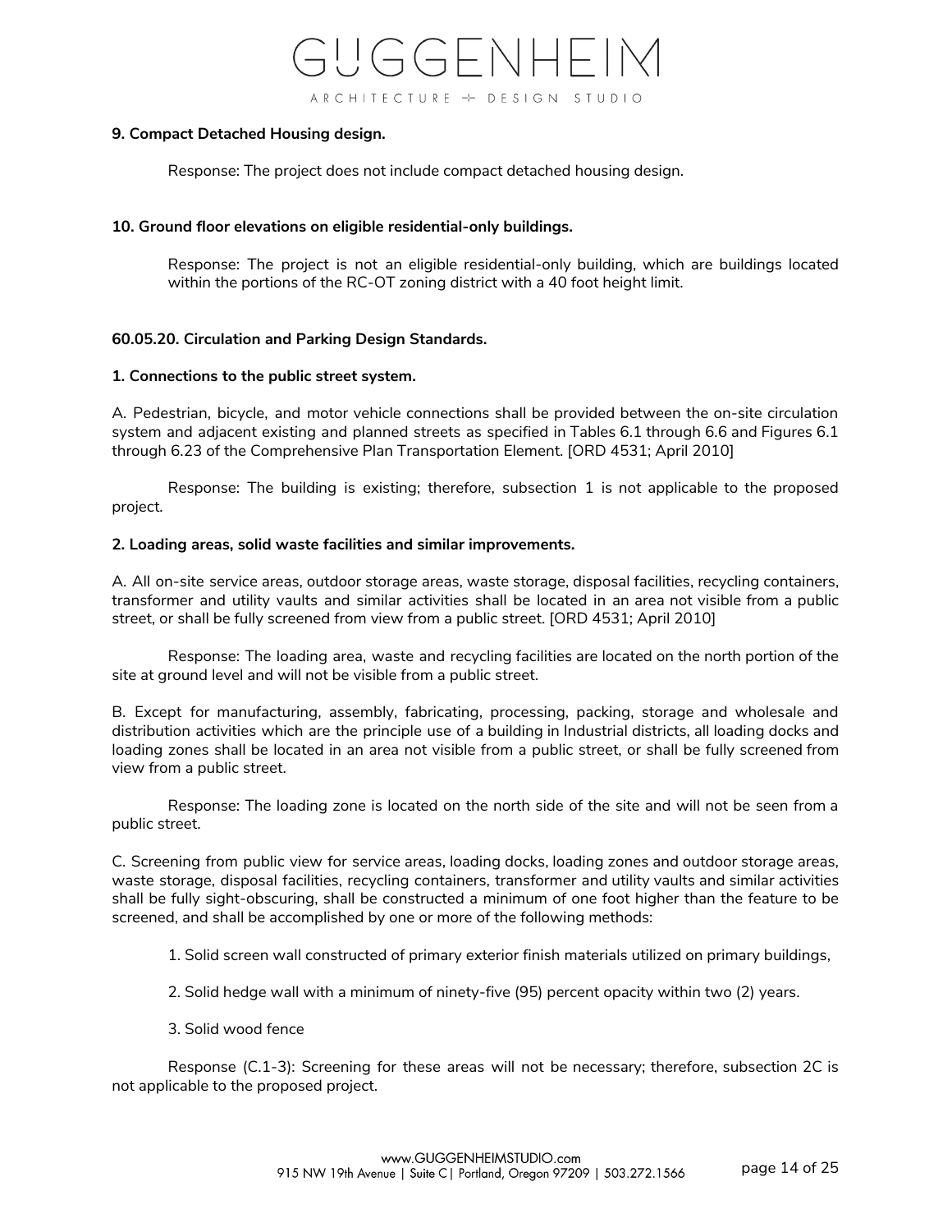**9. Compact Detached Housing design.**

Response: The project does not include compact detached housing design.

**10. Ground floor elevations on eligible residential-only buildings.**

Response: The project is not an eligible residential-only building, which are buildings located within the portions of the RC-OT zoning district with a 40 foot height limit.

**60.05.20. Circulation and Parking Design Standards.**

**1. Connections to the public street system.**

A. Pedestrian, bicycle, and motor vehicle connections shall be provided between the on-site circulation system and adjacent existing and planned streets as specified in Tables 6.1 through 6.6 and Figures 6.1 through 6.23 of the Comprehensive Plan Transportation Element. [ORD 4531; April 2010]

Response: The building is existing; therefore, subsection 1 is not applicable to the proposed project.

**2. Loading areas, solid waste facilities and similar improvements.**

A. All on-site service areas, outdoor storage areas, waste storage, disposal facilities, recycling containers, transformer and utility vaults and similar activities shall be located in an area not visible from a public street, or shall be fully screened from view from a public street. [ORD 4531; April 2010]

Response: The loading area, waste and recycling facilities are located on the north portion of the site at ground level and will not be visible from a public street.

B. Except for manufacturing, assembly, fabricating, processing, packing, storage and wholesale and distribution activities which are the principle use of a building in Industrial districts, all loading docks and loading zones shall be located in an area not visible from a public street, or shall be fully screened from view from a public street.

Response: The loading zone is located on the north side of the site and will not be seen from a public street.

C. Screening from public view for service areas, loading docks, loading zones and outdoor storage areas, waste storage, disposal facilities, recycling containers, transformer and utility vaults and similar activities shall be fully sight-obscuring, shall be constructed a minimum of one foot higher than the feature to be screened, and shall be accomplished by one or more of the following methods:

1. Solid screen wall constructed of primary exterior finish materials utilized on primary buildings,

2. Solid hedge wall with a minimum of ninety-five (95) percent opacity within two (2) years.

3. Solid wood fence

Response (C.1-3): Screening for these areas will not be necessary; therefore, subsection 2C is not applicable to the proposed project.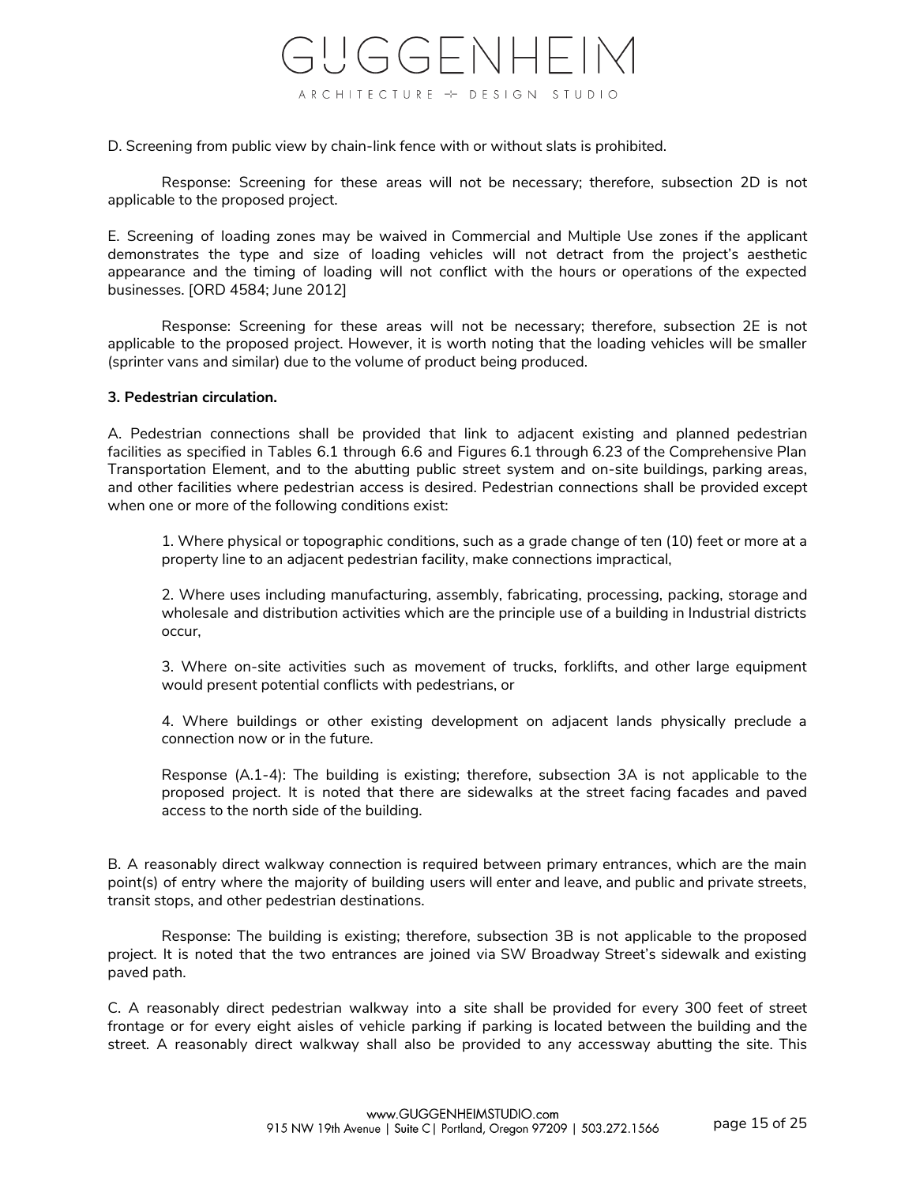D. Screening from public view by chain-link fence with or without slats is prohibited.

Response: Screening for these areas will not be necessary; therefore, subsection 2D is not applicable to the proposed project.

E. Screening of loading zones may be waived in Commercial and Multiple Use zones if the applicant demonstrates the type and size of loading vehicles will not detract from the project's aesthetic appearance and the timing of loading will not conflict with the hours or operations of the expected businesses. [ORD 4584; June 2012]

Response: Screening for these areas will not be necessary; therefore, subsection 2E is not applicable to the proposed project. However, it is worth noting that the loading vehicles will be smaller (sprinter vans and similar) due to the volume of product being produced.

**3. Pedestrian circulation.**

A. Pedestrian connections shall be provided that link to adjacent existing and planned pedestrian facilities as specified in Tables 6.1 through 6.6 and Figures 6.1 through 6.23 of the Comprehensive Plan Transportation Element, and to the abutting public street system and on-site buildings, parking areas, and other facilities where pedestrian access is desired. Pedestrian connections shall be provided except when one or more of the following conditions exist:

1. Where physical or topographic conditions, such as a grade change of ten (10) feet or more at a property line to an adjacent pedestrian facility, make connections impractical,

2. Where uses including manufacturing, assembly, fabricating, processing, packing, storage and wholesale and distribution activities which are the principle use of a building in Industrial districts occur,

3. Where on-site activities such as movement of trucks, forklifts, and other large equipment would present potential conflicts with pedestrians, or

4. Where buildings or other existing development on adjacent lands physically preclude a connection now or in the future.

Response (A.1-4): The building is existing; therefore, subsection 3A is not applicable to the proposed project. It is noted that there are sidewalks at the street facing facades and paved access to the north side of the building.

B. A reasonably direct walkway connection is required between primary entrances, which are the main point(s) of entry where the majority of building users will enter and leave, and public and private streets, transit stops, and other pedestrian destinations.

Response: The building is existing; therefore, subsection 3B is not applicable to the proposed project. It is noted that the two entrances are joined via SW Broadway Street's sidewalk and existing paved path.

C. A reasonably direct pedestrian walkway into a site shall be provided for every 300 feet of street frontage or for every eight aisles of vehicle parking if parking is located between the building and the street. A reasonably direct walkway shall also be provided to any accessway abutting the site. This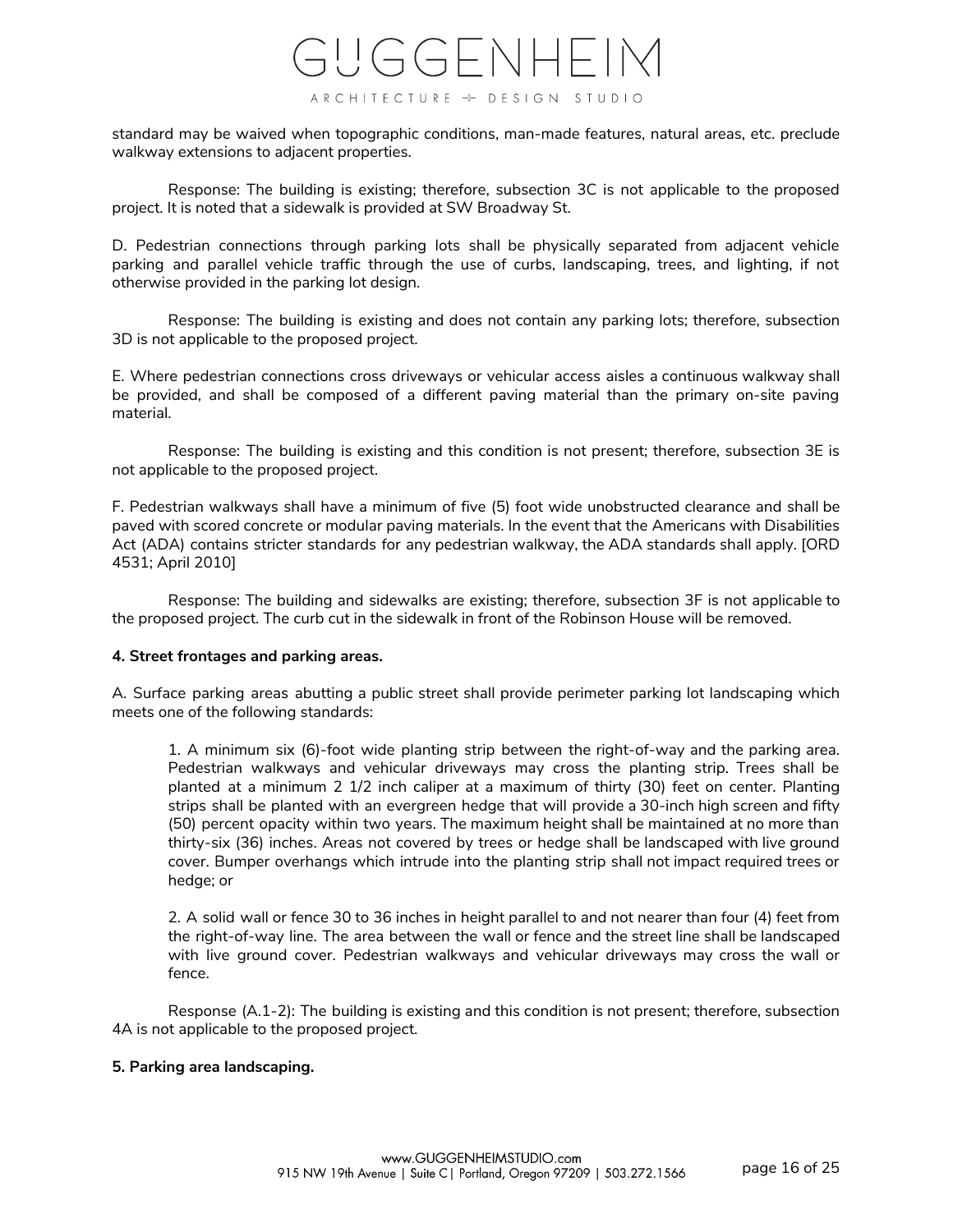standard may be waived when topographic conditions, man-made features, natural areas, etc. preclude walkway extensions to adjacent properties.

Response: The building is existing; therefore, subsection 3C is not applicable to the proposed project. It is noted that a sidewalk is provided at SW Broadway St.

D. Pedestrian connections through parking lots shall be physically separated from adjacent vehicle parking and parallel vehicle traffic through the use of curbs, landscaping, trees, and lighting, if not otherwise provided in the parking lot design.

Response: The building is existing and does not contain any parking lots; therefore, subsection 3D is not applicable to the proposed project.

E. Where pedestrian connections cross driveways or vehicular access aisles a continuous walkway shall be provided, and shall be composed of a different paving material than the primary on-site paving material.

Response: The building is existing and this condition is not present; therefore, subsection 3E is not applicable to the proposed project.

F. Pedestrian walkways shall have a minimum of five (5) foot wide unobstructed clearance and shall be paved with scored concrete or modular paving materials. In the event that the Americans with Disabilities Act (ADA) contains stricter standards for any pedestrian walkway, the ADA standards shall apply. [ORD 4531; April 2010]

Response: The building and sidewalks are existing; therefore, subsection 3F is not applicable to the proposed project. The curb cut in the sidewalk in front of the Robinson House will be removed.

**4. Street frontages and parking areas.**

A. Surface parking areas abutting a public street shall provide perimeter parking lot landscaping which meets one of the following standards:

1. A minimum six (6)-foot wide planting strip between the right-of-way and the parking area. Pedestrian walkways and vehicular driveways may cross the planting strip. Trees shall be planted at a minimum 2 1/2 inch caliper at a maximum of thirty (30) feet on center. Planting strips shall be planted with an evergreen hedge that will provide a 30-inch high screen and fifty (50) percent opacity within two years. The maximum height shall be maintained at no more than thirty-six (36) inches. Areas not covered by trees or hedge shall be landscaped with live ground cover. Bumper overhangs which intrude into the planting strip shall not impact required trees or hedge; or

2. A solid wall or fence 30 to 36 inches in height parallel to and not nearer than four (4) feet from the right-of-way line. The area between the wall or fence and the street line shall be landscaped with live ground cover. Pedestrian walkways and vehicular driveways may cross the wall or fence.

Response (A.1-2): The building is existing and this condition is not present; therefore, subsection 4A is not applicable to the proposed project.

**5. Parking area landscaping.**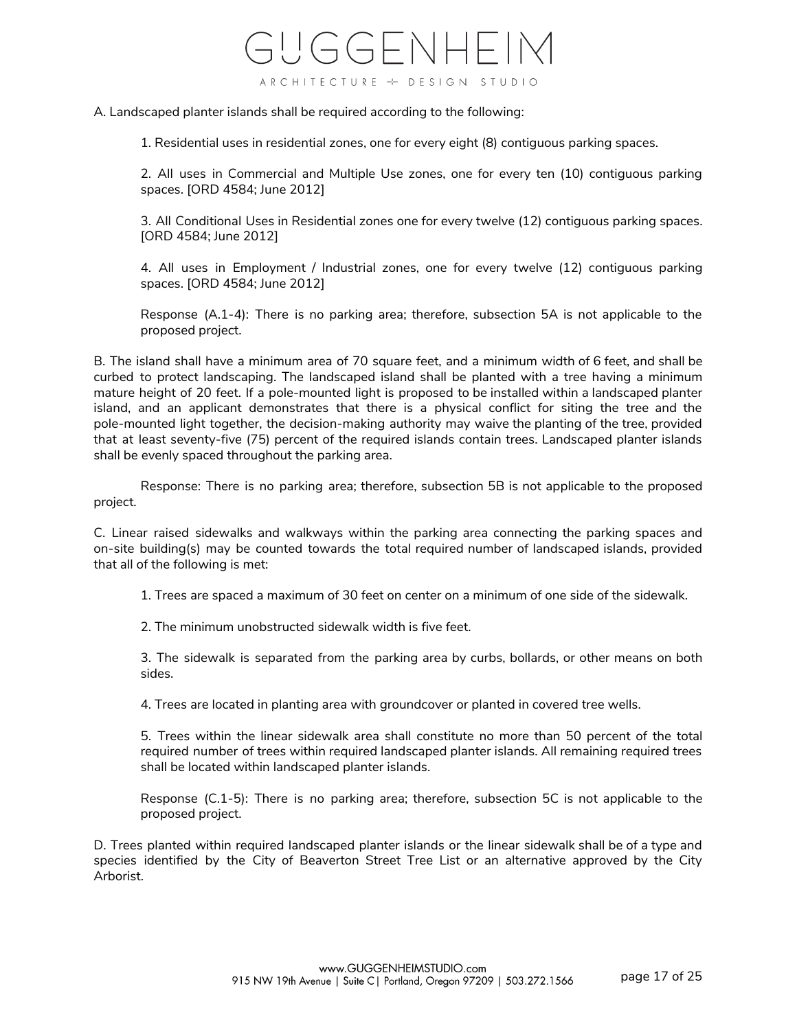A. Landscaped planter islands shall be required according to the following:

1. Residential uses in residential zones, one for every eight (8) contiguous parking spaces.

2. All uses in Commercial and Multiple Use zones, one for every ten (10) contiguous parking spaces. [ORD 4584; June 2012]

3. All Conditional Uses in Residential zones one for every twelve (12) contiguous parking spaces. [ORD 4584; June 2012]

4. All uses in Employment / Industrial zones, one for every twelve (12) contiguous parking spaces. [ORD 4584; June 2012]

Response (A.1-4): There is no parking area; therefore, subsection 5A is not applicable to the proposed project.

B. The island shall have a minimum area of 70 square feet, and a minimum width of 6 feet, and shall be curbed to protect landscaping. The landscaped island shall be planted with a tree having a minimum mature height of 20 feet. If a pole-mounted light is proposed to be installed within a landscaped planter island, and an applicant demonstrates that there is a physical conflict for siting the tree and the pole-mounted light together, the decision-making authority may waive the planting of the tree, provided that at least seventy-five (75) percent of the required islands contain trees. Landscaped planter islands shall be evenly spaced throughout the parking area.

Response: There is no parking area; therefore, subsection 5B is not applicable to the proposed project.

C. Linear raised sidewalks and walkways within the parking area connecting the parking spaces and on-site building(s) may be counted towards the total required number of landscaped islands, provided that all of the following is met:

1. Trees are spaced a maximum of 30 feet on center on a minimum of one side of the sidewalk.

2. The minimum unobstructed sidewalk width is five feet.

3. The sidewalk is separated from the parking area by curbs, bollards, or other means on both sides.

4. Trees are located in planting area with groundcover or planted in covered tree wells.

5. Trees within the linear sidewalk area shall constitute no more than 50 percent of the total required number of trees within required landscaped planter islands. All remaining required trees shall be located within landscaped planter islands.

Response (C.1-5): There is no parking area; therefore, subsection 5C is not applicable to the proposed project.

D. Trees planted within required landscaped planter islands or the linear sidewalk shall be of a type and species identified by the City of Beaverton Street Tree List or an alternative approved by the City Arborist.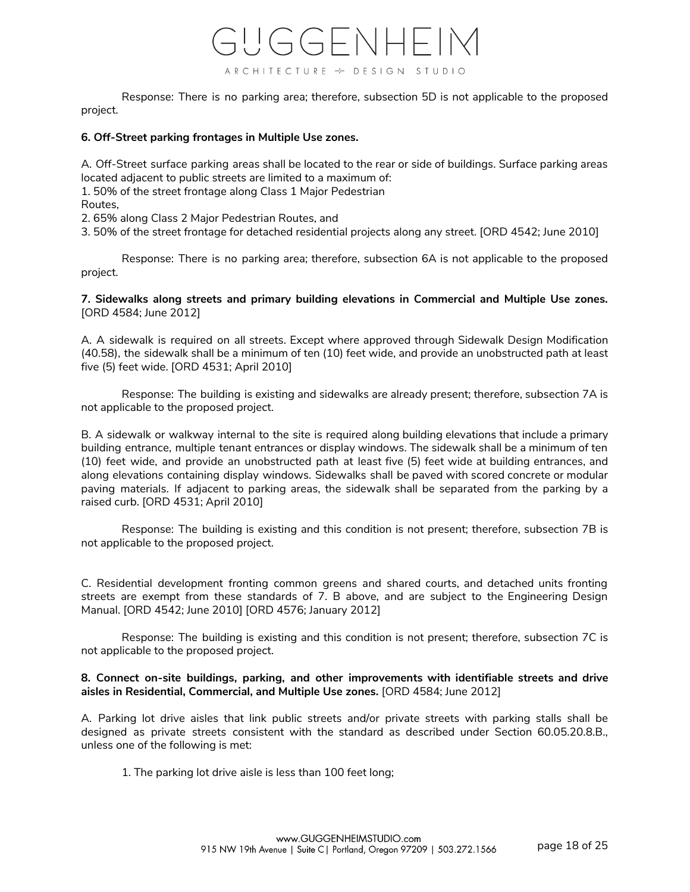Response: There is no parking area; therefore, subsection 5D is not applicable to the proposed project.

**6. Off-Street parking frontages in Multiple Use zones.**

A. Off-Street surface parking areas shall be located to the rear or side of buildings. Surface parking areas located adjacent to public streets are limited to a maximum of:
1. 50% of the street frontage along Class 1 Major Pedestrian Routes,
2. 65% along Class 2 Major Pedestrian Routes, and
3. 50% of the street frontage for detached residential projects along any street. [ORD 4542; June 2010]

Response: There is no parking area; therefore, subsection 6A is not applicable to the proposed project.

**7. Sidewalks along streets and primary building elevations in Commercial and Multiple Use zones.** [ORD 4584; June 2012]

A. A sidewalk is required on all streets. Except where approved through Sidewalk Design Modification (40.58), the sidewalk shall be a minimum of ten (10) feet wide, and provide an unobstructed path at least five (5) feet wide. [ORD 4531; April 2010]

Response: The building is existing and sidewalks are already present; therefore, subsection 7A is not applicable to the proposed project.

B. A sidewalk or walkway internal to the site is required along building elevations that include a primary building entrance, multiple tenant entrances or display windows. The sidewalk shall be a minimum of ten (10) feet wide, and provide an unobstructed path at least five (5) feet wide at building entrances, and along elevations containing display windows. Sidewalks shall be paved with scored concrete or modular paving materials. If adjacent to parking areas, the sidewalk shall be separated from the parking by a raised curb. [ORD 4531; April 2010]

Response: The building is existing and this condition is not present; therefore, subsection 7B is not applicable to the proposed project.

C. Residential development fronting common greens and shared courts, and detached units fronting streets are exempt from these standards of 7. B above, and are subject to the Engineering Design Manual. [ORD 4542; June 2010] [ORD 4576; January 2012]

Response: The building is existing and this condition is not present; therefore, subsection 7C is not applicable to the proposed project.

**8. Connect on-site buildings, parking, and other improvements with identifiable streets and drive aisles in Residential, Commercial, and Multiple Use zones.** [ORD 4584; June 2012]

A. Parking lot drive aisles that link public streets and/or private streets with parking stalls shall be designed as private streets consistent with the standard as described under Section 60.05.20.8.B., unless one of the following is met:

1. The parking lot drive aisle is less than 100 feet long;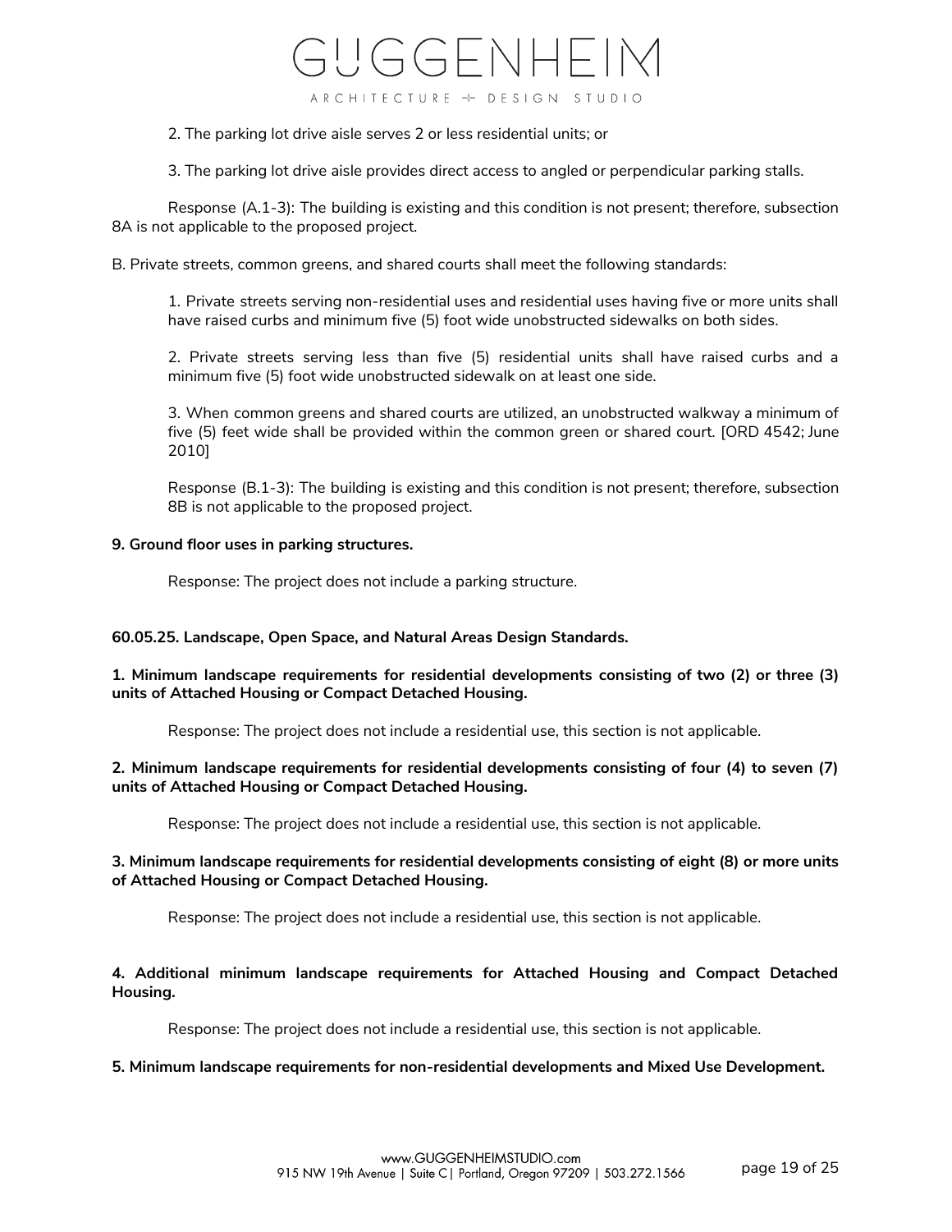2. The parking lot drive aisle serves 2 or less residential units; or

3. The parking lot drive aisle provides direct access to angled or perpendicular parking stalls.

Response (A.1-3): The building is existing and this condition is not present; therefore, subsection 8A is not applicable to the proposed project.

B. Private streets, common greens, and shared courts shall meet the following standards:

1. Private streets serving non-residential uses and residential uses having five or more units shall have raised curbs and minimum five (5) foot wide unobstructed sidewalks on both sides.

2. Private streets serving less than five (5) residential units shall have raised curbs and a minimum five (5) foot wide unobstructed sidewalk on at least one side.

3. When common greens and shared courts are utilized, an unobstructed walkway a minimum of five (5) feet wide shall be provided within the common green or shared court. [ORD 4542; June 2010]

Response (B.1-3): The building is existing and this condition is not present; therefore, subsection 8B is not applicable to the proposed project.

**9. Ground floor uses in parking structures.**

Response: The project does not include a parking structure.

**60.05.25. Landscape, Open Space, and Natural Areas Design Standards.**

**1. Minimum landscape requirements for residential developments consisting of two (2) or three (3) units of Attached Housing or Compact Detached Housing.**

Response: The project does not include a residential use, this section is not applicable.

**2. Minimum landscape requirements for residential developments consisting of four (4) to seven (7) units of Attached Housing or Compact Detached Housing.**

Response: The project does not include a residential use, this section is not applicable.

**3. Minimum landscape requirements for residential developments consisting of eight (8) or more units of Attached Housing or Compact Detached Housing.**

Response: The project does not include a residential use, this section is not applicable.

**4. Additional minimum landscape requirements for Attached Housing and Compact Detached Housing.**

Response: The project does not include a residential use, this section is not applicable.

**5. Minimum landscape requirements for non-residential developments and Mixed Use Development.**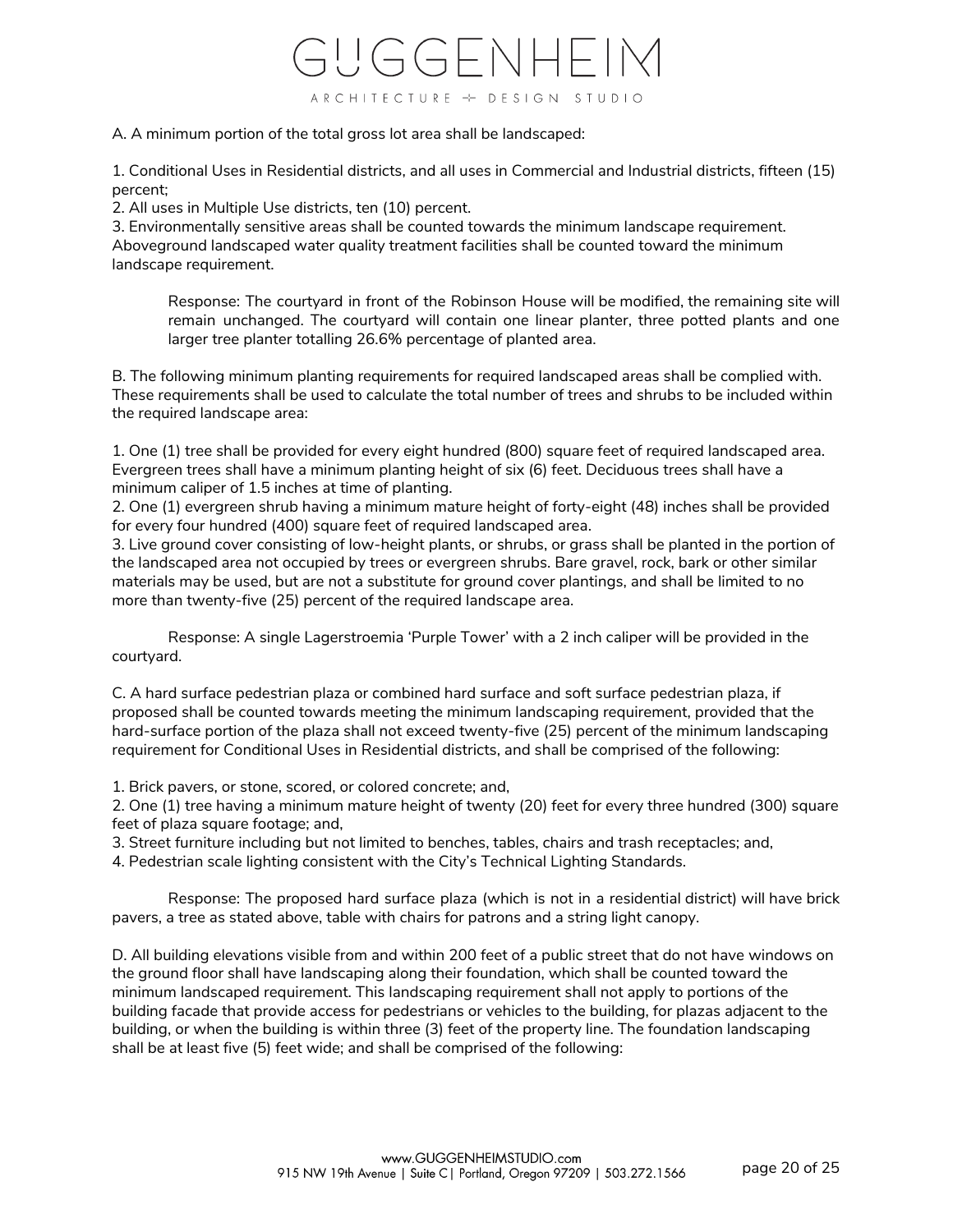A. A minimum portion of the total gross lot area shall be landscaped:

1. Conditional Uses in Residential districts, and all uses in Commercial and Industrial districts, fifteen (15) percent;
2. All uses in Multiple Use districts, ten (10) percent.
3. Environmentally sensitive areas shall be counted towards the minimum landscape requirement. Aboveground landscaped water quality treatment facilities shall be counted toward the minimum landscape requirement.

> Response: The courtyard in front of the Robinson House will be modified, the remaining site will remain unchanged. The courtyard will contain one linear planter, three potted plants and one larger tree planter totalling 26.6% percentage of planted area.

B. The following minimum planting requirements for required landscaped areas shall be complied with. These requirements shall be used to calculate the total number of trees and shrubs to be included within the required landscape area:

1. One (1) tree shall be provided for every eight hundred (800) square feet of required landscaped area. Evergreen trees shall have a minimum planting height of six (6) feet. Deciduous trees shall have a minimum caliper of 1.5 inches at time of planting.
2. One (1) evergreen shrub having a minimum mature height of forty-eight (48) inches shall be provided for every four hundred (400) square feet of required landscaped area.
3. Live ground cover consisting of low-height plants, or shrubs, or grass shall be planted in the portion of the landscaped area not occupied by trees or evergreen shrubs. Bare gravel, rock, bark or other similar materials may be used, but are not a substitute for ground cover plantings, and shall be limited to no more than twenty-five (25) percent of the required landscape area.

> Response: A single Lagerstroemia 'Purple Tower' with a 2 inch caliper will be provided in the courtyard.

C. A hard surface pedestrian plaza or combined hard surface and soft surface pedestrian plaza, if proposed shall be counted towards meeting the minimum landscaping requirement, provided that the hard-surface portion of the plaza shall not exceed twenty-five (25) percent of the minimum landscaping requirement for Conditional Uses in Residential districts, and shall be comprised of the following:

1. Brick pavers, or stone, scored, or colored concrete; and,
2. One (1) tree having a minimum mature height of twenty (20) feet for every three hundred (300) square feet of plaza square footage; and,
3. Street furniture including but not limited to benches, tables, chairs and trash receptacles; and,
4. Pedestrian scale lighting consistent with the City's Technical Lighting Standards.

> Response: The proposed hard surface plaza (which is not in a residential district) will have brick pavers, a tree as stated above, table with chairs for patrons and a string light canopy.

D. All building elevations visible from and within 200 feet of a public street that do not have windows on the ground floor shall have landscaping along their foundation, which shall be counted toward the minimum landscaped requirement. This landscaping requirement shall not apply to portions of the building facade that provide access for pedestrians or vehicles to the building, for plazas adjacent to the building, or when the building is within three (3) feet of the property line. The foundation landscaping shall be at least five (5) feet wide; and shall be comprised of the following: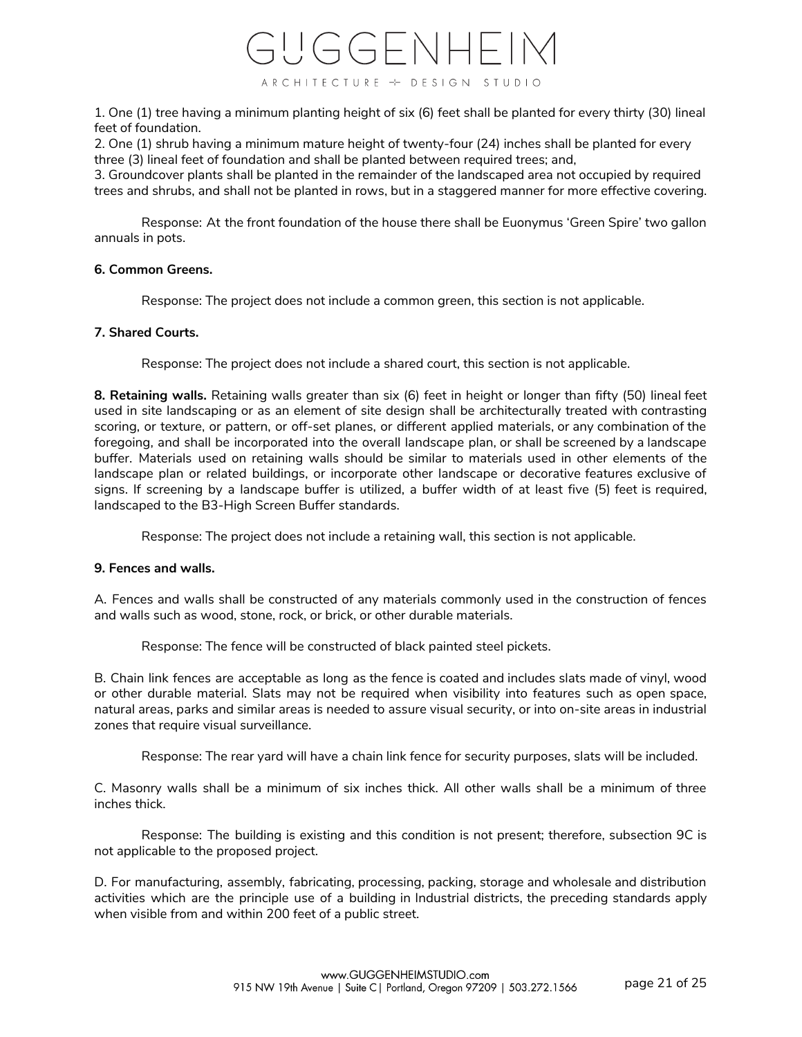1. One (1) tree having a minimum planting height of six (6) feet shall be planted for every thirty (30) lineal feet of foundation.
2. One (1) shrub having a minimum mature height of twenty-four (24) inches shall be planted for every three (3) lineal feet of foundation and shall be planted between required trees; and,
3. Groundcover plants shall be planted in the remainder of the landscaped area not occupied by required trees and shrubs, and shall not be planted in rows, but in a staggered manner for more effective covering.

Response: At the front foundation of the house there shall be Euonymus 'Green Spire' two gallon annuals in pots.

**6. Common Greens.**

Response: The project does not include a common green, this section is not applicable.

**7. Shared Courts.**

Response: The project does not include a shared court, this section is not applicable.

**8. Retaining walls.** Retaining walls greater than six (6) feet in height or longer than fifty (50) lineal feet used in site landscaping or as an element of site design shall be architecturally treated with contrasting scoring, or texture, or pattern, or off-set planes, or different applied materials, or any combination of the foregoing, and shall be incorporated into the overall landscape plan, or shall be screened by a landscape buffer. Materials used on retaining walls should be similar to materials used in other elements of the landscape plan or related buildings, or incorporate other landscape or decorative features exclusive of signs. If screening by a landscape buffer is utilized, a buffer width of at least five (5) feet is required, landscaped to the B3-High Screen Buffer standards.

Response: The project does not include a retaining wall, this section is not applicable.

**9. Fences and walls.**

A. Fences and walls shall be constructed of any materials commonly used in the construction of fences and walls such as wood, stone, rock, or brick, or other durable materials.

Response: The fence will be constructed of black painted steel pickets.

B. Chain link fences are acceptable as long as the fence is coated and includes slats made of vinyl, wood or other durable material. Slats may not be required when visibility into features such as open space, natural areas, parks and similar areas is needed to assure visual security, or into on-site areas in industrial zones that require visual surveillance.

Response: The rear yard will have a chain link fence for security purposes, slats will be included.

C. Masonry walls shall be a minimum of six inches thick. All other walls shall be a minimum of three inches thick.

Response: The building is existing and this condition is not present; therefore, subsection 9C is not applicable to the proposed project.

D. For manufacturing, assembly, fabricating, processing, packing, storage and wholesale and distribution activities which are the principle use of a building in Industrial districts, the preceding standards apply when visible from and within 200 feet of a public street.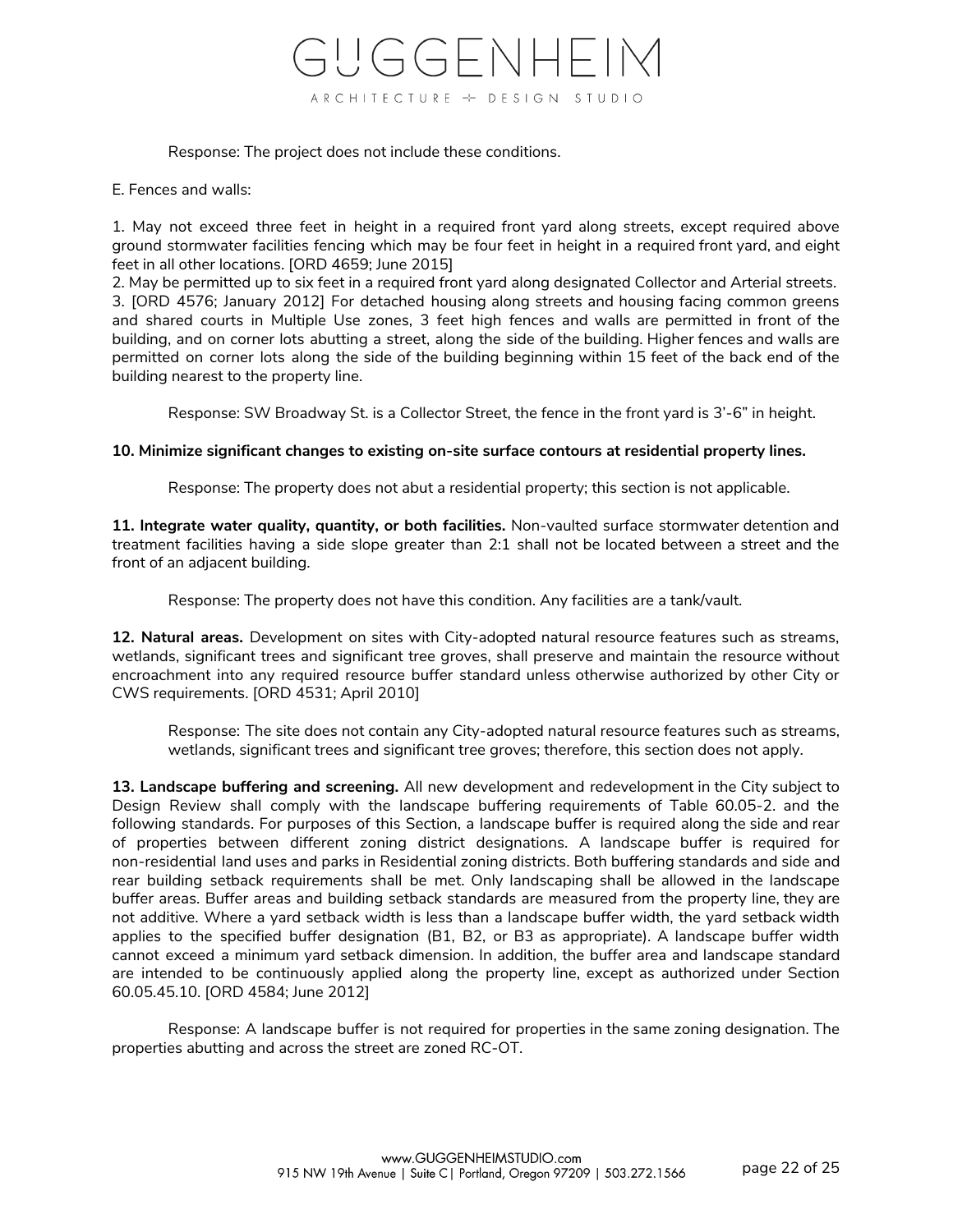Response: The project does not include these conditions.

E. Fences and walls:

1. May not exceed three feet in height in a required front yard along streets, except required above ground stormwater facilities fencing which may be four feet in height in a required front yard, and eight feet in all other locations. [ORD 4659; June 2015]
2. May be permitted up to six feet in a required front yard along designated Collector and Arterial streets.
3. [ORD 4576; January 2012] For detached housing along streets and housing facing common greens and shared courts in Multiple Use zones, 3 feet high fences and walls are permitted in front of the building, and on corner lots abutting a street, along the side of the building. Higher fences and walls are permitted on corner lots along the side of the building beginning within 15 feet of the back end of the building nearest to the property line.

Response: SW Broadway St. is a Collector Street, the fence in the front yard is 3'-6" in height.

**10. Minimize significant changes to existing on-site surface contours at residential property lines.**

Response: The property does not abut a residential property; this section is not applicable.

**11. Integrate water quality, quantity, or both facilities.** Non-vaulted surface stormwater detention and treatment facilities having a side slope greater than 2:1 shall not be located between a street and the front of an adjacent building.

Response: The property does not have this condition. Any facilities are a tank/vault.

**12. Natural areas.** Development on sites with City-adopted natural resource features such as streams, wetlands, significant trees and significant tree groves, shall preserve and maintain the resource without encroachment into any required resource buffer standard unless otherwise authorized by other City or CWS requirements. [ORD 4531; April 2010]

Response: The site does not contain any City-adopted natural resource features such as streams, wetlands, significant trees and significant tree groves; therefore, this section does not apply.

**13. Landscape buffering and screening.** All new development and redevelopment in the City subject to Design Review shall comply with the landscape buffering requirements of Table 60.05-2. and the following standards. For purposes of this Section, a landscape buffer is required along the side and rear of properties between different zoning district designations. A landscape buffer is required for non-residential land uses and parks in Residential zoning districts. Both buffering standards and side and rear building setback requirements shall be met. Only landscaping shall be allowed in the landscape buffer areas. Buffer areas and building setback standards are measured from the property line, they are not additive. Where a yard setback width is less than a landscape buffer width, the yard setback width applies to the specified buffer designation (B1, B2, or B3 as appropriate). A landscape buffer width cannot exceed a minimum yard setback dimension. In addition, the buffer area and landscape standard are intended to be continuously applied along the property line, except as authorized under Section 60.05.45.10. [ORD 4584; June 2012]

Response: A landscape buffer is not required for properties in the same zoning designation. The properties abutting and across the street are zoned RC-OT.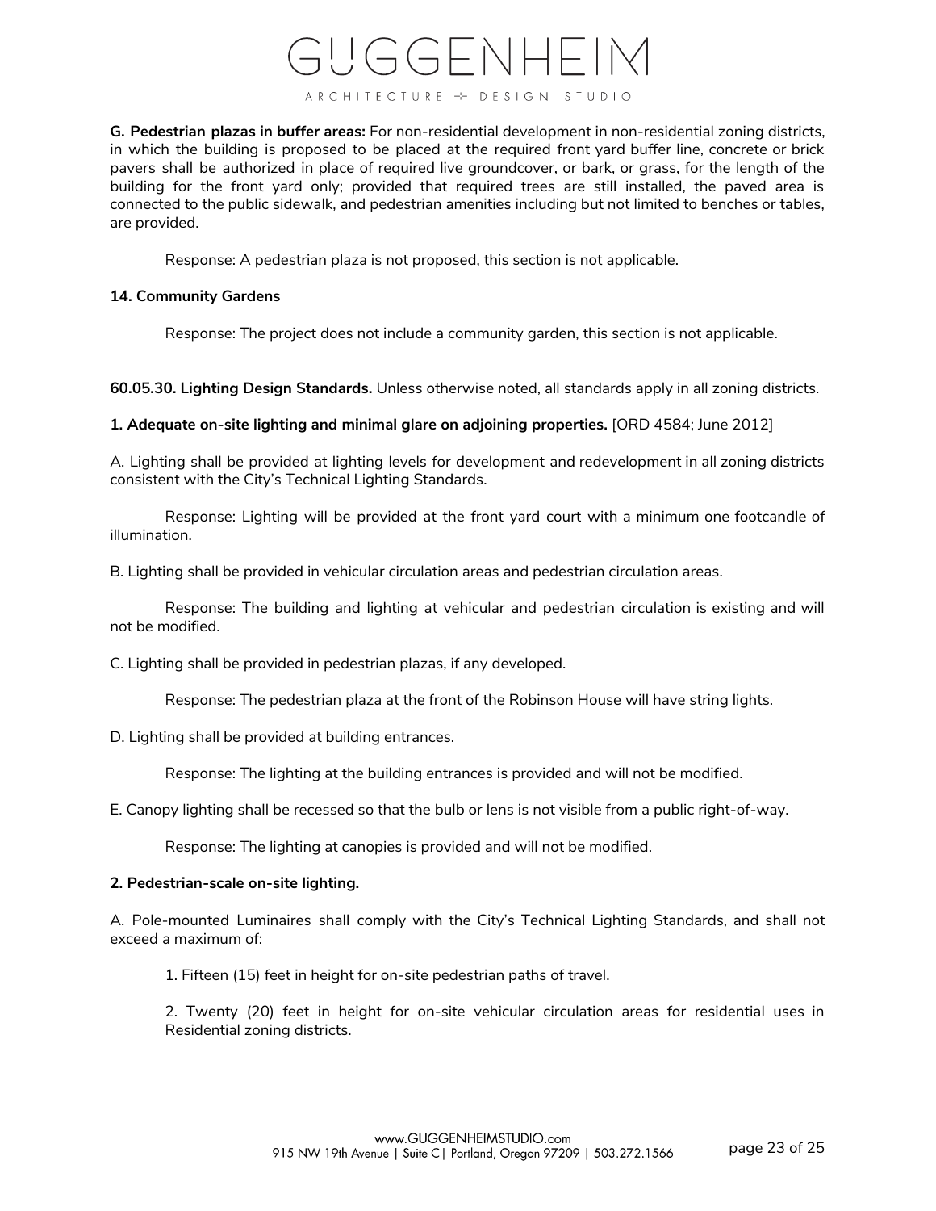**G. Pedestrian plazas in buffer areas:** For non-residential development in non-residential zoning districts, in which the building is proposed to be placed at the required front yard buffer line, concrete or brick pavers shall be authorized in place of required live groundcover, or bark, or grass, for the length of the building for the front yard only; provided that required trees are still installed, the paved area is connected to the public sidewalk, and pedestrian amenities including but not limited to benches or tables, are provided.

Response: A pedestrian plaza is not proposed, this section is not applicable.

**14. Community Gardens**

Response: The project does not include a community garden, this section is not applicable.

**60.05.30. Lighting Design Standards.** Unless otherwise noted, all standards apply in all zoning districts.

**1. Adequate on-site lighting and minimal glare on adjoining properties.** [ORD 4584; June 2012]

A. Lighting shall be provided at lighting levels for development and redevelopment in all zoning districts consistent with the City's Technical Lighting Standards.

Response: Lighting will be provided at the front yard court with a minimum one footcandle of illumination.

B. Lighting shall be provided in vehicular circulation areas and pedestrian circulation areas.

Response: The building and lighting at vehicular and pedestrian circulation is existing and will not be modified.

C. Lighting shall be provided in pedestrian plazas, if any developed.

Response: The pedestrian plaza at the front of the Robinson House will have string lights.

D. Lighting shall be provided at building entrances.

Response: The lighting at the building entrances is provided and will not be modified.

E. Canopy lighting shall be recessed so that the bulb or lens is not visible from a public right-of-way.

Response: The lighting at canopies is provided and will not be modified.

**2. Pedestrian-scale on-site lighting.**

A. Pole-mounted Luminaires shall comply with the City's Technical Lighting Standards, and shall not exceed a maximum of:

1. Fifteen (15) feet in height for on-site pedestrian paths of travel.

2. Twenty (20) feet in height for on-site vehicular circulation areas for residential uses in Residential zoning districts.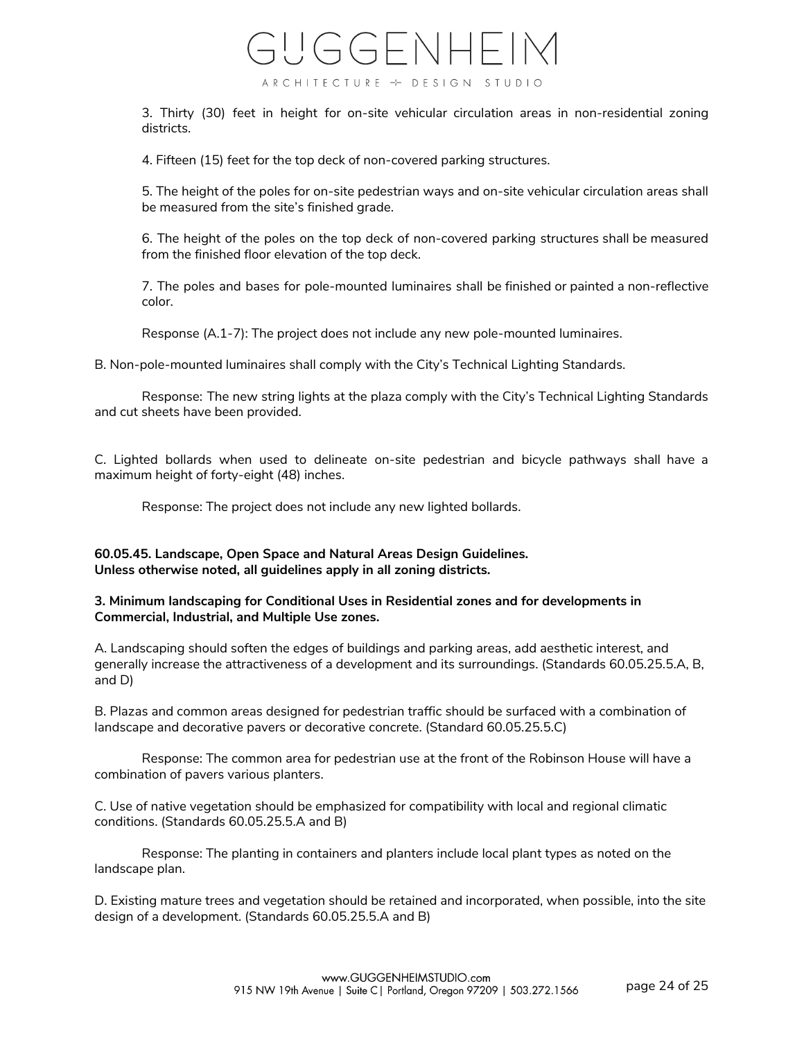3. Thirty (30) feet in height for on-site vehicular circulation areas in non-residential zoning districts.

4. Fifteen (15) feet for the top deck of non-covered parking structures.

5. The height of the poles for on-site pedestrian ways and on-site vehicular circulation areas shall be measured from the site's finished grade.

6. The height of the poles on the top deck of non-covered parking structures shall be measured from the finished floor elevation of the top deck.

7. The poles and bases for pole-mounted luminaires shall be finished or painted a non-reflective color.

Response (A.1-7): The project does not include any new pole-mounted luminaires.

B. Non-pole-mounted luminaires shall comply with the City's Technical Lighting Standards.

Response: The new string lights at the plaza comply with the City's Technical Lighting Standards and cut sheets have been provided.

C. Lighted bollards when used to delineate on-site pedestrian and bicycle pathways shall have a maximum height of forty-eight (48) inches.

Response: The project does not include any new lighted bollards.

**60.05.45. Landscape, Open Space and Natural Areas Design Guidelines.**
**Unless otherwise noted, all guidelines apply in all zoning districts.**

**3. Minimum landscaping for Conditional Uses in Residential zones and for developments in Commercial, Industrial, and Multiple Use zones.**

A. Landscaping should soften the edges of buildings and parking areas, add aesthetic interest, and generally increase the attractiveness of a development and its surroundings. (Standards 60.05.25.5.A, B, and D)

B. Plazas and common areas designed for pedestrian traffic should be surfaced with a combination of landscape and decorative pavers or decorative concrete. (Standard 60.05.25.5.C)

Response: The common area for pedestrian use at the front of the Robinson House will have a combination of pavers various planters.

C. Use of native vegetation should be emphasized for compatibility with local and regional climatic conditions. (Standards 60.05.25.5.A and B)

Response: The planting in containers and planters include local plant types as noted on the landscape plan.

D. Existing mature trees and vegetation should be retained and incorporated, when possible, into the site design of a development. (Standards 60.05.25.5.A and B)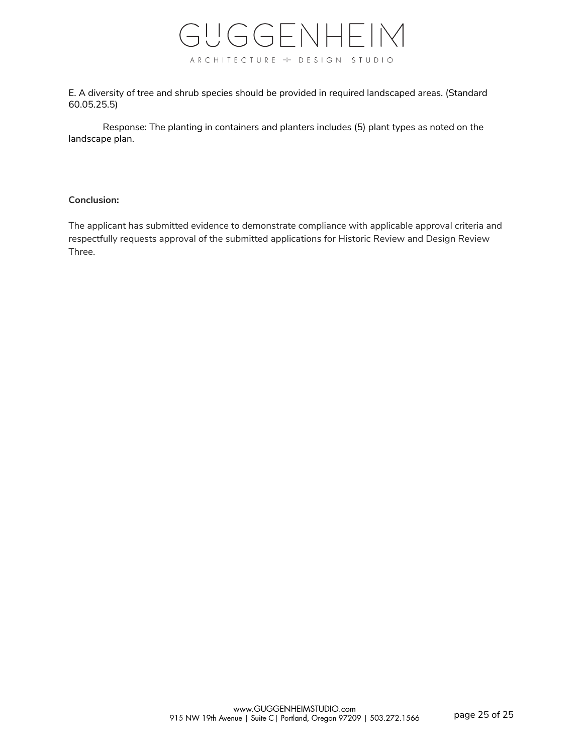E. A diversity of tree and shrub species should be provided in required landscaped areas. (Standard 60.05.25.5)

Response: The planting in containers and planters includes (5) plant types as noted on the landscape plan.

**Conclusion:**

The applicant has submitted evidence to demonstrate compliance with applicable approval criteria and respectfully requests approval of the submitted applications for Historic Review and Design Review Three.